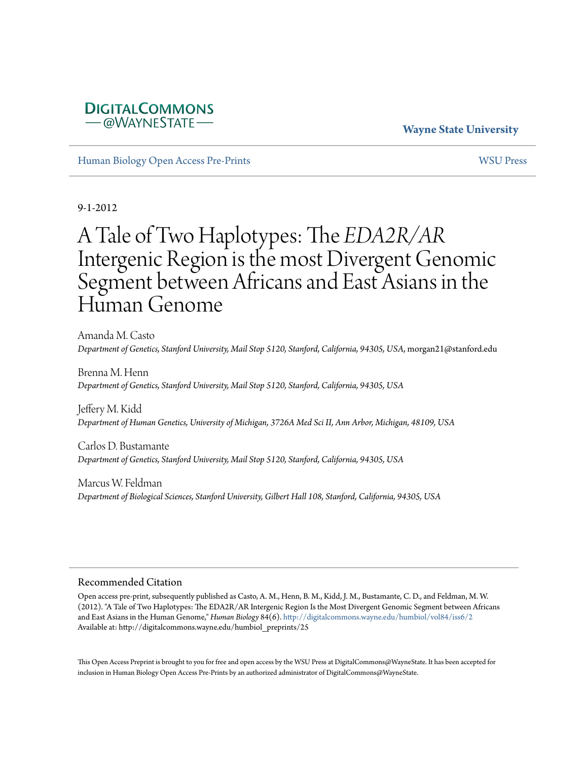DIGITALCOMMONS
— @WAYNESTATE —

**Wayne State University**

Human Biology Open Access Pre-Prints | WSU Press

9-1-2012

# A Tale of Two Haplotypes: The *EDA2R/AR* Intergenic Region is the most Divergent Genomic Segment between Africans and East Asians in the Human Genome

Amanda M. Casto
*Department of Genetics, Stanford University, Mail Stop 5120, Stanford, California, 94305, USA*, morgan21@stanford.edu

Brenna M. Henn
*Department of Genetics, Stanford University, Mail Stop 5120, Stanford, California, 94305, USA*

Jeffery M. Kidd
*Department of Human Genetics, University of Michigan, 3726A Med Sci II, Ann Arbor, Michigan, 48109, USA*

Carlos D. Bustamante
*Department of Genetics, Stanford University, Mail Stop 5120, Stanford, California, 94305, USA*

Marcus W. Feldman
*Department of Biological Sciences, Stanford University, Gilbert Hall 108, Stanford, California, 94305, USA*

## Recommended Citation

Open access pre-print, subsequently published as Casto, A. M., Henn, B. M., Kidd, J. M., Bustamante, C. D., and Feldman, M. W. (2012). "A Tale of Two Haplotypes: The EDA2R/AR Intergenic Region Is the Most Divergent Genomic Segment between Africans and East Asians in the Human Genome," *Human Biology* 84(6). http://digitalcommons.wayne.edu/humbiol/vol84/iss6/2
Available at: http://digitalcommons.wayne.edu/humbiol_preprints/25

This Open Access Preprint is brought to you for free and open access by the WSU Press at DigitalCommons@WayneState. It has been accepted for inclusion in Human Biology Open Access Pre-Prints by an authorized administrator of DigitalCommons@WayneState.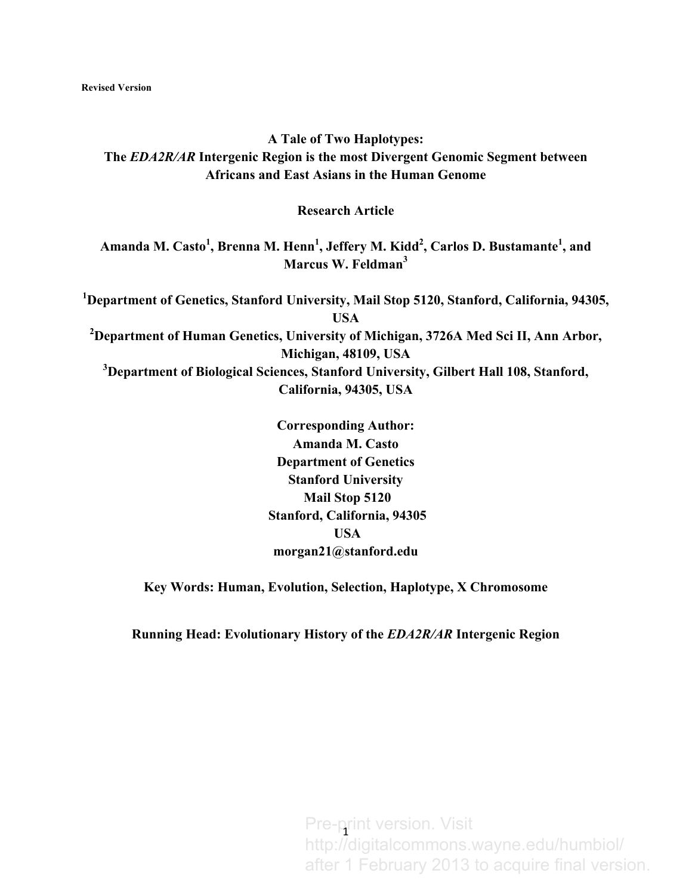Revised Version

# A Tale of Two Haplotypes:
# The *EDA2R/AR* Intergenic Region is the most Divergent Genomic Segment between Africans and East Asians in the Human Genome

**Research Article**

**Amanda M. Casto[1], Brenna M. Henn[1], Jeffery M. Kidd[2], Carlos D. Bustamante[1], and Marcus W. Feldman[3]**

**[1]Department of Genetics, Stanford University, Mail Stop 5120, Stanford, California, 94305, USA**
**[2]Department of Human Genetics, University of Michigan, 3726A Med Sci II, Ann Arbor, Michigan, 48109, USA**
**[3]Department of Biological Sciences, Stanford University, Gilbert Hall 108, Stanford, California, 94305, USA**

**Corresponding Author:**
**Amanda M. Casto**
**Department of Genetics**
**Stanford University**
**Mail Stop 5120**
**Stanford, California, 94305**
**USA**
**morgan21@stanford.edu**

**Key Words: Human, Evolution, Selection, Haplotype, X Chromosome**

**Running Head: Evolutionary History of the *EDA2R/AR* Intergenic Region**

Pre-print version. Visit http://digitalcommons.wayne.edu/humbiol/ after 1 February 2013 to acquire final version.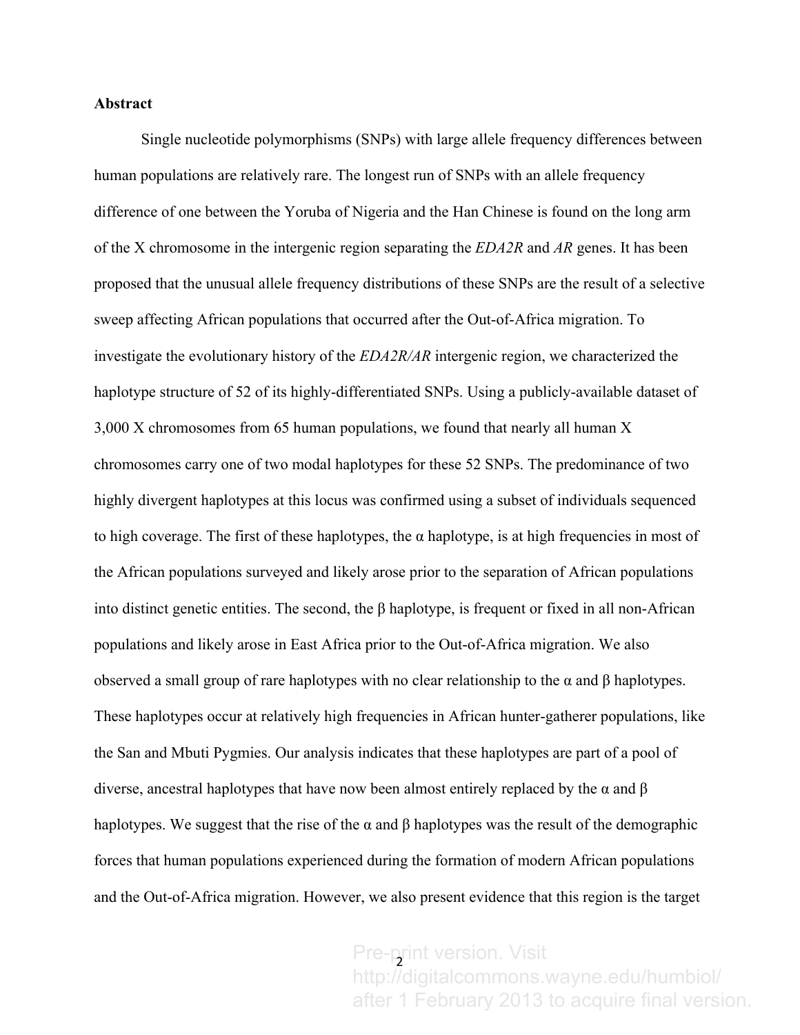**Abstract**

Single nucleotide polymorphisms (SNPs) with large allele frequency differences between human populations are relatively rare. The longest run of SNPs with an allele frequency difference of one between the Yoruba of Nigeria and the Han Chinese is found on the long arm of the X chromosome in the intergenic region separating the *EDA2R* and *AR* genes. It has been proposed that the unusual allele frequency distributions of these SNPs are the result of a selective sweep affecting African populations that occurred after the Out-of-Africa migration. To investigate the evolutionary history of the *EDA2R/AR* intergenic region, we characterized the haplotype structure of 52 of its highly-differentiated SNPs. Using a publicly-available dataset of 3,000 X chromosomes from 65 human populations, we found that nearly all human X chromosomes carry one of two modal haplotypes for these 52 SNPs. The predominance of two highly divergent haplotypes at this locus was confirmed using a subset of individuals sequenced to high coverage. The first of these haplotypes, the α haplotype, is at high frequencies in most of the African populations surveyed and likely arose prior to the separation of African populations into distinct genetic entities. The second, the β haplotype, is frequent or fixed in all non-African populations and likely arose in East Africa prior to the Out-of-Africa migration. We also observed a small group of rare haplotypes with no clear relationship to the α and β haplotypes. These haplotypes occur at relatively high frequencies in African hunter-gatherer populations, like the San and Mbuti Pygmies. Our analysis indicates that these haplotypes are part of a pool of diverse, ancestral haplotypes that have now been almost entirely replaced by the α and β haplotypes. We suggest that the rise of the α and β haplotypes was the result of the demographic forces that human populations experienced during the formation of modern African populations and the Out-of-Africa migration. However, we also present evidence that this region is the target

Pre-print version. Visit http://digitalcommons.wayne.edu/humbiol/ after 1 February 2013 to acquire final version.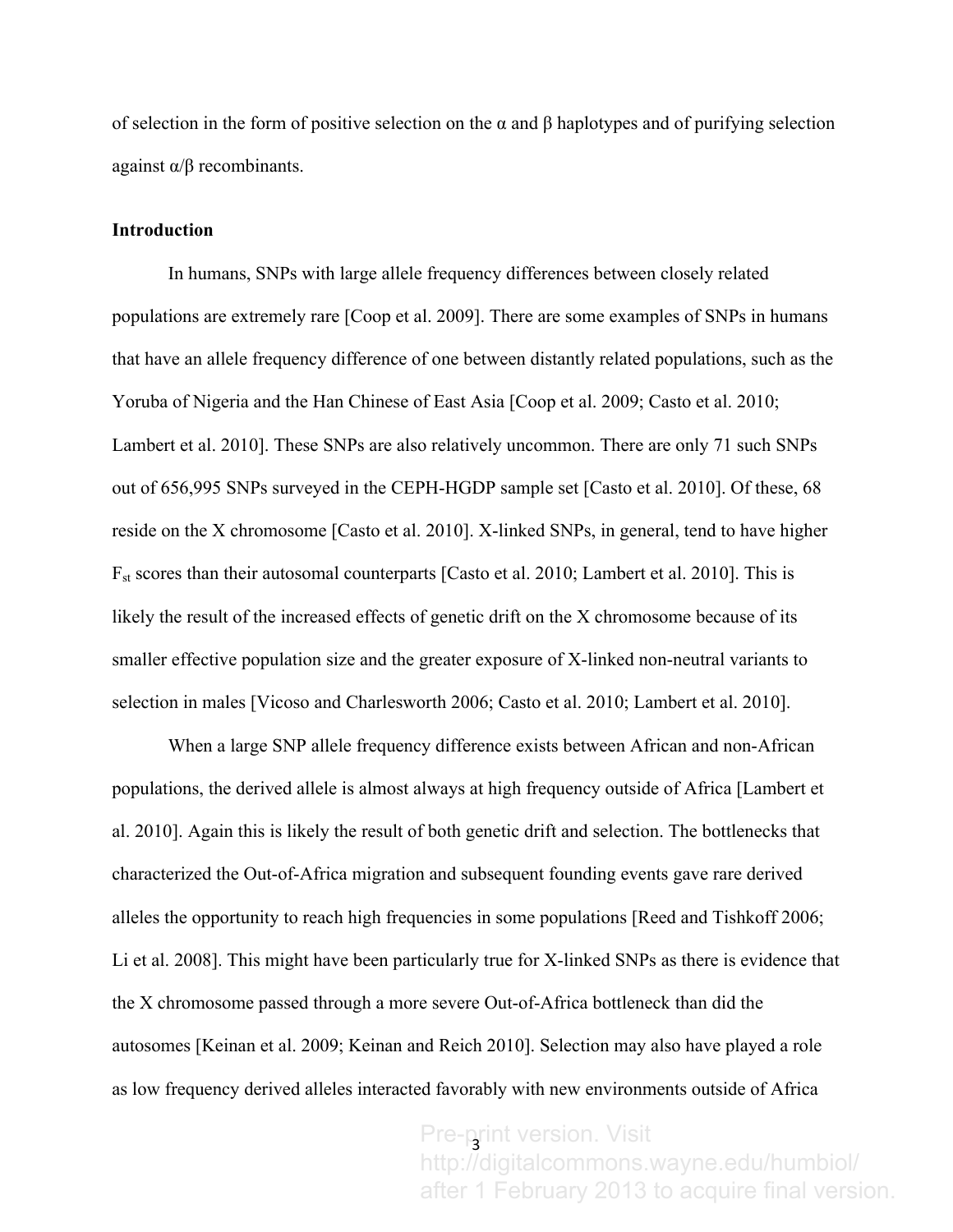of selection in the form of positive selection on the α and β haplotypes and of purifying selection against α/β recombinants.

## Introduction

In humans, SNPs with large allele frequency differences between closely related populations are extremely rare [Coop et al. 2009]. There are some examples of SNPs in humans that have an allele frequency difference of one between distantly related populations, such as the Yoruba of Nigeria and the Han Chinese of East Asia [Coop et al. 2009; Casto et al. 2010; Lambert et al. 2010]. These SNPs are also relatively uncommon. There are only 71 such SNPs out of 656,995 SNPs surveyed in the CEPH-HGDP sample set [Casto et al. 2010]. Of these, 68 reside on the X chromosome [Casto et al. 2010]. X-linked SNPs, in general, tend to have higher $F_{st}$ scores than their autosomal counterparts [Casto et al. 2010; Lambert et al. 2010]. This is likely the result of the increased effects of genetic drift on the X chromosome because of its smaller effective population size and the greater exposure of X-linked non-neutral variants to selection in males [Vicoso and Charlesworth 2006; Casto et al. 2010; Lambert et al. 2010].

When a large SNP allele frequency difference exists between African and non-African populations, the derived allele is almost always at high frequency outside of Africa [Lambert et al. 2010]. Again this is likely the result of both genetic drift and selection. The bottlenecks that characterized the Out-of-Africa migration and subsequent founding events gave rare derived alleles the opportunity to reach high frequencies in some populations [Reed and Tishkoff 2006; Li et al. 2008]. This might have been particularly true for X-linked SNPs as there is evidence that the X chromosome passed through a more severe Out-of-Africa bottleneck than did the autosomes [Keinan et al. 2009; Keinan and Reich 2010]. Selection may also have played a role as low frequency derived alleles interacted favorably with new environments outside of Africa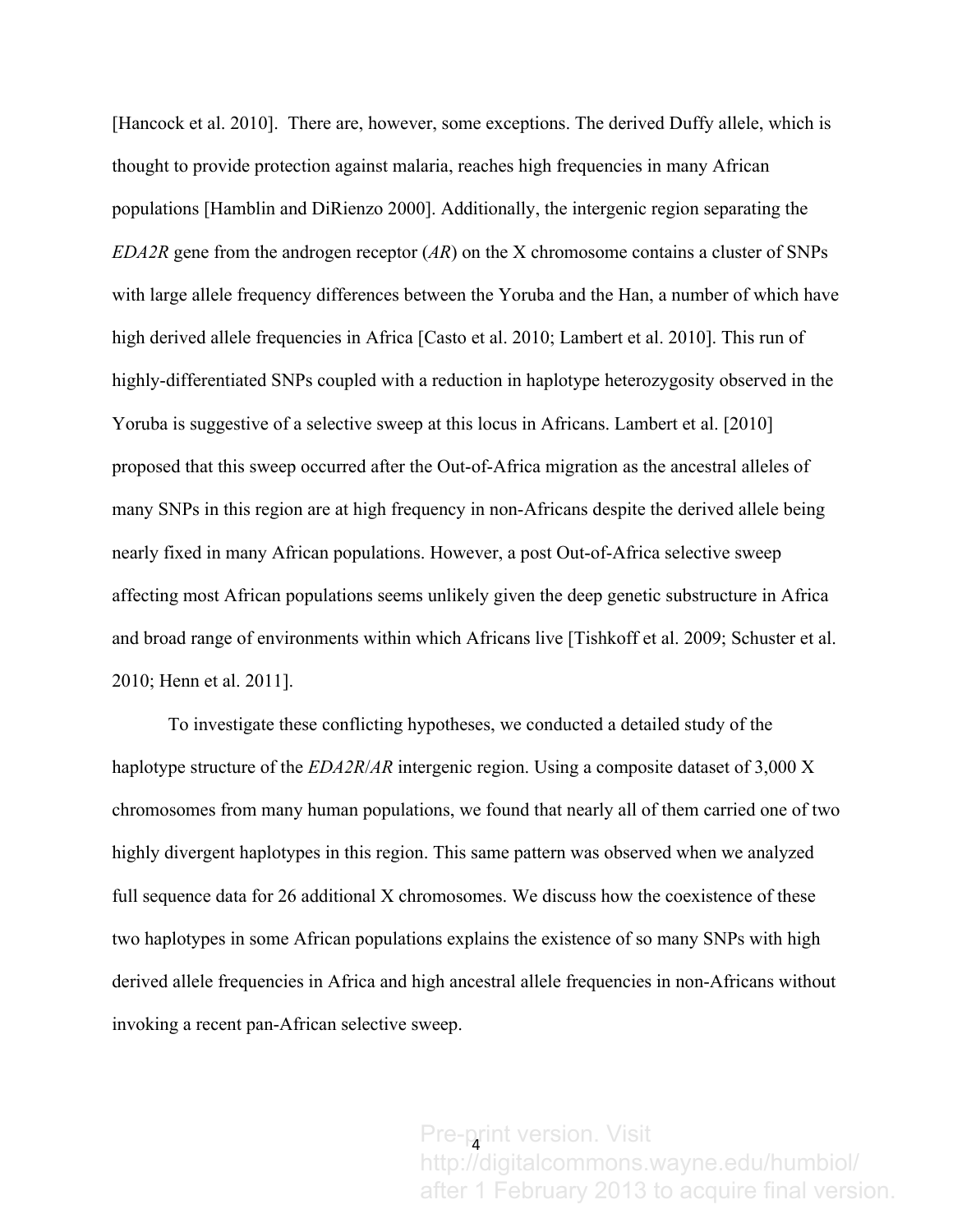[Hancock et al. 2010]. There are, however, some exceptions. The derived Duffy allele, which is thought to provide protection against malaria, reaches high frequencies in many African populations [Hamblin and DiRienzo 2000]. Additionally, the intergenic region separating the *EDA2R* gene from the androgen receptor (*AR*) on the X chromosome contains a cluster of SNPs with large allele frequency differences between the Yoruba and the Han, a number of which have high derived allele frequencies in Africa [Casto et al. 2010; Lambert et al. 2010]. This run of highly-differentiated SNPs coupled with a reduction in haplotype heterozygosity observed in the Yoruba is suggestive of a selective sweep at this locus in Africans. Lambert et al. [2010] proposed that this sweep occurred after the Out-of-Africa migration as the ancestral alleles of many SNPs in this region are at high frequency in non-Africans despite the derived allele being nearly fixed in many African populations. However, a post Out-of-Africa selective sweep affecting most African populations seems unlikely given the deep genetic substructure in Africa and broad range of environments within which Africans live [Tishkoff et al. 2009; Schuster et al. 2010; Henn et al. 2011].

To investigate these conflicting hypotheses, we conducted a detailed study of the haplotype structure of the *EDA2R*/*AR* intergenic region. Using a composite dataset of 3,000 X chromosomes from many human populations, we found that nearly all of them carried one of two highly divergent haplotypes in this region. This same pattern was observed when we analyzed full sequence data for 26 additional X chromosomes. We discuss how the coexistence of these two haplotypes in some African populations explains the existence of so many SNPs with high derived allele frequencies in Africa and high ancestral allele frequencies in non-Africans without invoking a recent pan-African selective sweep.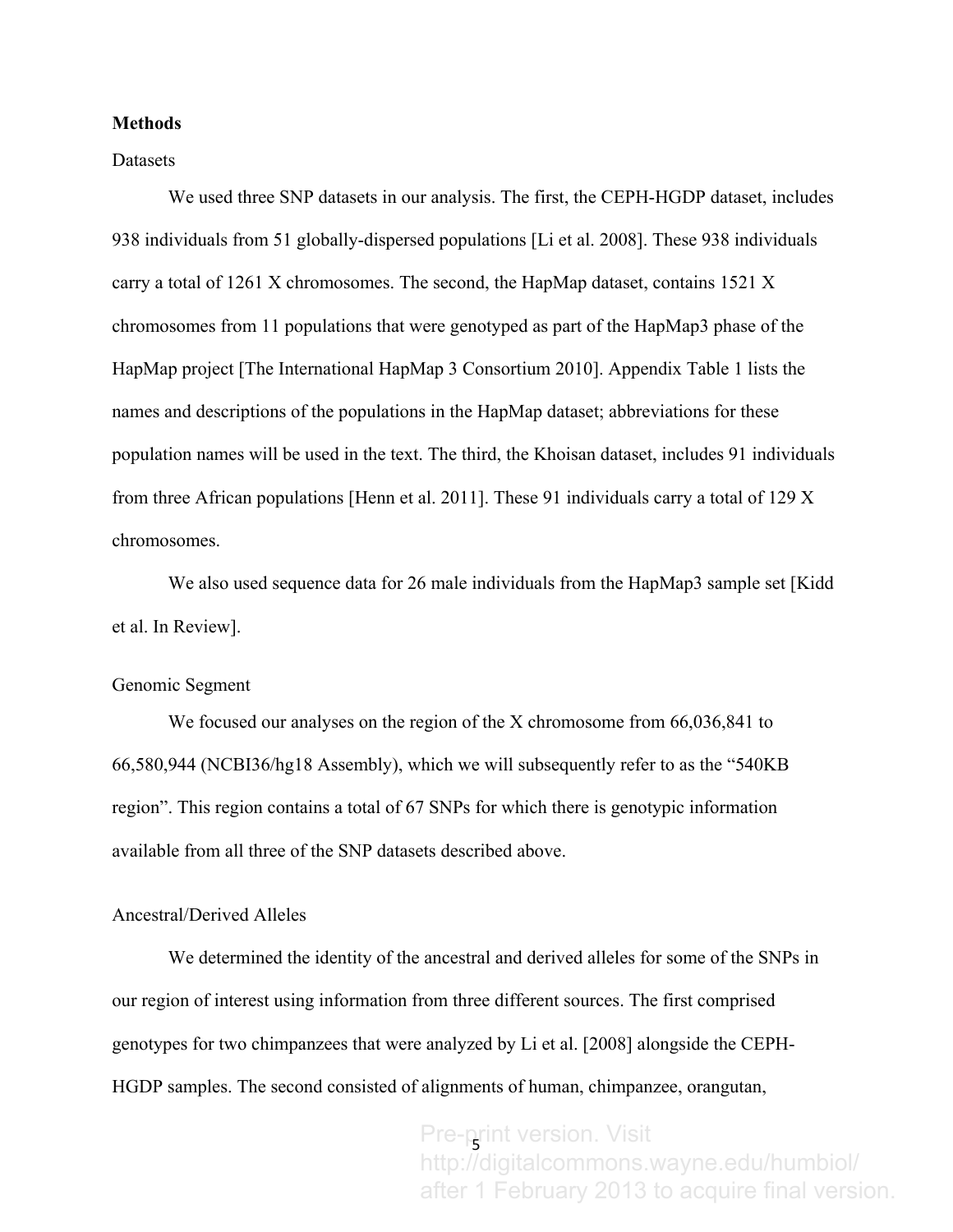## Methods

### Datasets

We used three SNP datasets in our analysis. The first, the CEPH-HGDP dataset, includes 938 individuals from 51 globally-dispersed populations [Li et al. 2008]. These 938 individuals carry a total of 1261 X chromosomes. The second, the HapMap dataset, contains 1521 X chromosomes from 11 populations that were genotyped as part of the HapMap3 phase of the HapMap project [The International HapMap 3 Consortium 2010]. Appendix Table 1 lists the names and descriptions of the populations in the HapMap dataset; abbreviations for these population names will be used in the text. The third, the Khoisan dataset, includes 91 individuals from three African populations [Henn et al. 2011]. These 91 individuals carry a total of 129 X chromosomes.

We also used sequence data for 26 male individuals from the HapMap3 sample set [Kidd et al. In Review].

### Genomic Segment

We focused our analyses on the region of the X chromosome from 66,036,841 to 66,580,944 (NCBI36/hg18 Assembly), which we will subsequently refer to as the "540KB region". This region contains a total of 67 SNPs for which there is genotypic information available from all three of the SNP datasets described above.

### Ancestral/Derived Alleles

We determined the identity of the ancestral and derived alleles for some of the SNPs in our region of interest using information from three different sources. The first comprised genotypes for two chimpanzees that were analyzed by Li et al. [2008] alongside the CEPH-HGDP samples. The second consisted of alignments of human, chimpanzee, orangutan,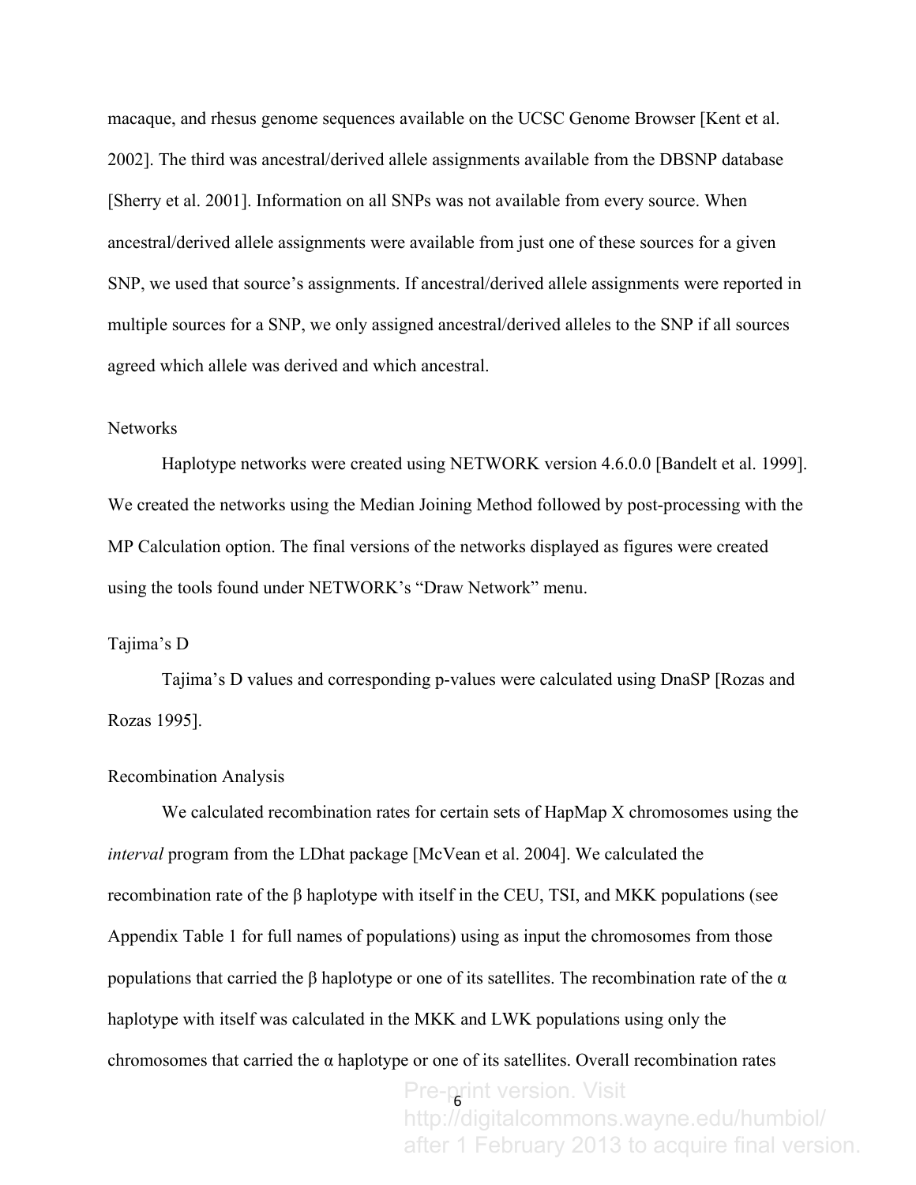macaque, and rhesus genome sequences available on the UCSC Genome Browser [Kent et al. 2002]. The third was ancestral/derived allele assignments available from the DBSNP database [Sherry et al. 2001]. Information on all SNPs was not available from every source. When ancestral/derived allele assignments were available from just one of these sources for a given SNP, we used that source's assignments. If ancestral/derived allele assignments were reported in multiple sources for a SNP, we only assigned ancestral/derived alleles to the SNP if all sources agreed which allele was derived and which ancestral.

### Networks

Haplotype networks were created using NETWORK version 4.6.0.0 [Bandelt et al. 1999]. We created the networks using the Median Joining Method followed by post-processing with the MP Calculation option. The final versions of the networks displayed as figures were created using the tools found under NETWORK's "Draw Network" menu.

### Tajima's D

Tajima's D values and corresponding p-values were calculated using DnaSP [Rozas and Rozas 1995].

### Recombination Analysis

We calculated recombination rates for certain sets of HapMap X chromosomes using the *interval* program from the LDhat package [McVean et al. 2004]. We calculated the recombination rate of the β haplotype with itself in the CEU, TSI, and MKK populations (see Appendix Table 1 for full names of populations) using as input the chromosomes from those populations that carried the β haplotype or one of its satellites. The recombination rate of the α haplotype with itself was calculated in the MKK and LWK populations using only the chromosomes that carried the α haplotype or one of its satellites. Overall recombination rates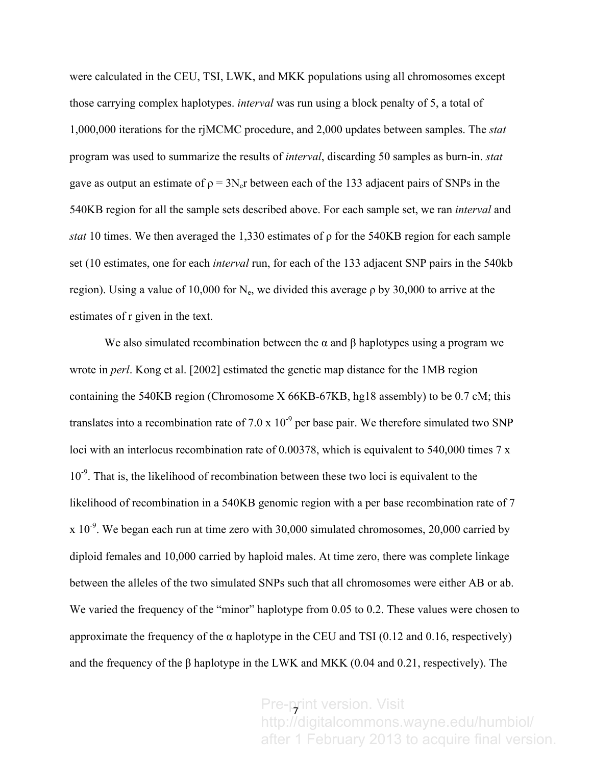were calculated in the CEU, TSI, LWK, and MKK populations using all chromosomes except those carrying complex haplotypes. *interval* was run using a block penalty of 5, a total of 1,000,000 iterations for the rjMCMC procedure, and 2,000 updates between samples. The *stat* program was used to summarize the results of *interval*, discarding 50 samples as burn-in. *stat* gave as output an estimate of $\rho = 3N_e r$ between each of the 133 adjacent pairs of SNPs in the 540KB region for all the sample sets described above. For each sample set, we ran *interval* and *stat* 10 times. We then averaged the 1,330 estimates of $\rho$ for the 540KB region for each sample set (10 estimates, one for each *interval* run, for each of the 133 adjacent SNP pairs in the 540kb region). Using a value of 10,000 for $N_e$, we divided this average $\rho$ by 30,000 to arrive at the estimates of r given in the text.

We also simulated recombination between the α and β haplotypes using a program we wrote in *perl*. Kong et al. [2002] estimated the genetic map distance for the 1MB region containing the 540KB region (Chromosome X 66KB-67KB, hg18 assembly) to be 0.7 cM; this translates into a recombination rate of $7.0 \times 10^{-9}$ per base pair. We therefore simulated two SNP loci with an interlocus recombination rate of 0.00378, which is equivalent to 540,000 times $7 \times 10^{-9}$. That is, the likelihood of recombination between these two loci is equivalent to the likelihood of recombination in a 540KB genomic region with a per base recombination rate of $7 \times 10^{-9}$. We began each run at time zero with 30,000 simulated chromosomes, 20,000 carried by diploid females and 10,000 carried by haploid males. At time zero, there was complete linkage between the alleles of the two simulated SNPs such that all chromosomes were either AB or ab. We varied the frequency of the "minor" haplotype from 0.05 to 0.2. These values were chosen to approximate the frequency of the α haplotype in the CEU and TSI (0.12 and 0.16, respectively) and the frequency of the β haplotype in the LWK and MKK (0.04 and 0.21, respectively). The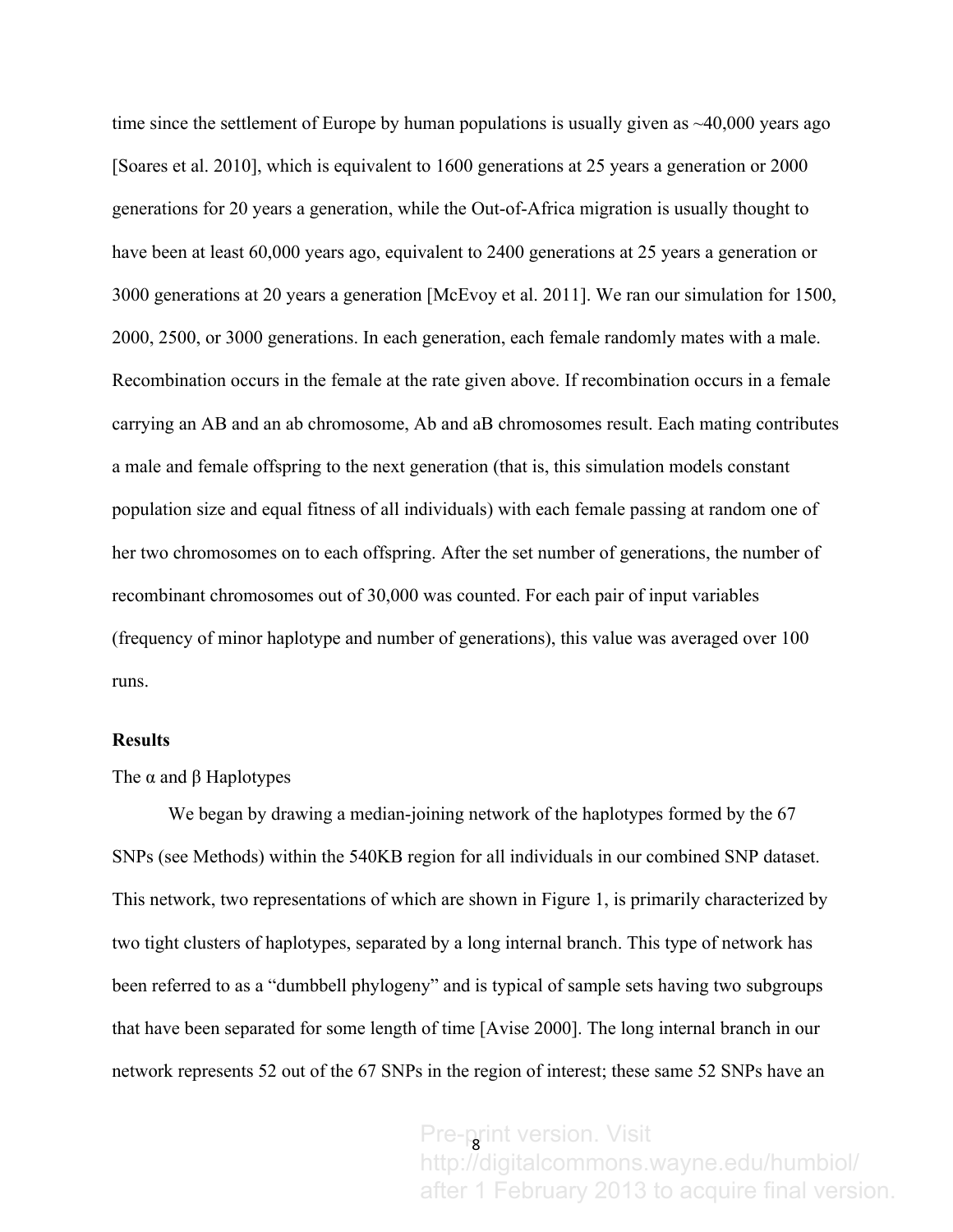time since the settlement of Europe by human populations is usually given as ~40,000 years ago [Soares et al. 2010], which is equivalent to 1600 generations at 25 years a generation or 2000 generations for 20 years a generation, while the Out-of-Africa migration is usually thought to have been at least 60,000 years ago, equivalent to 2400 generations at 25 years a generation or 3000 generations at 20 years a generation [McEvoy et al. 2011]. We ran our simulation for 1500, 2000, 2500, or 3000 generations. In each generation, each female randomly mates with a male. Recombination occurs in the female at the rate given above. If recombination occurs in a female carrying an AB and an ab chromosome, Ab and aB chromosomes result. Each mating contributes a male and female offspring to the next generation (that is, this simulation models constant population size and equal fitness of all individuals) with each female passing at random one of her two chromosomes on to each offspring. After the set number of generations, the number of recombinant chromosomes out of 30,000 was counted. For each pair of input variables (frequency of minor haplotype and number of generations), this value was averaged over 100 runs.

## Results

The α and β Haplotypes

We began by drawing a median-joining network of the haplotypes formed by the 67 SNPs (see Methods) within the 540KB region for all individuals in our combined SNP dataset. This network, two representations of which are shown in Figure 1, is primarily characterized by two tight clusters of haplotypes, separated by a long internal branch. This type of network has been referred to as a "dumbbell phylogeny" and is typical of sample sets having two subgroups that have been separated for some length of time [Avise 2000]. The long internal branch in our network represents 52 out of the 67 SNPs in the region of interest; these same 52 SNPs have an

Pre-print version. Visit http://digitalcommons.wayne.edu/humbiol/ after 1 February 2013 to acquire final version.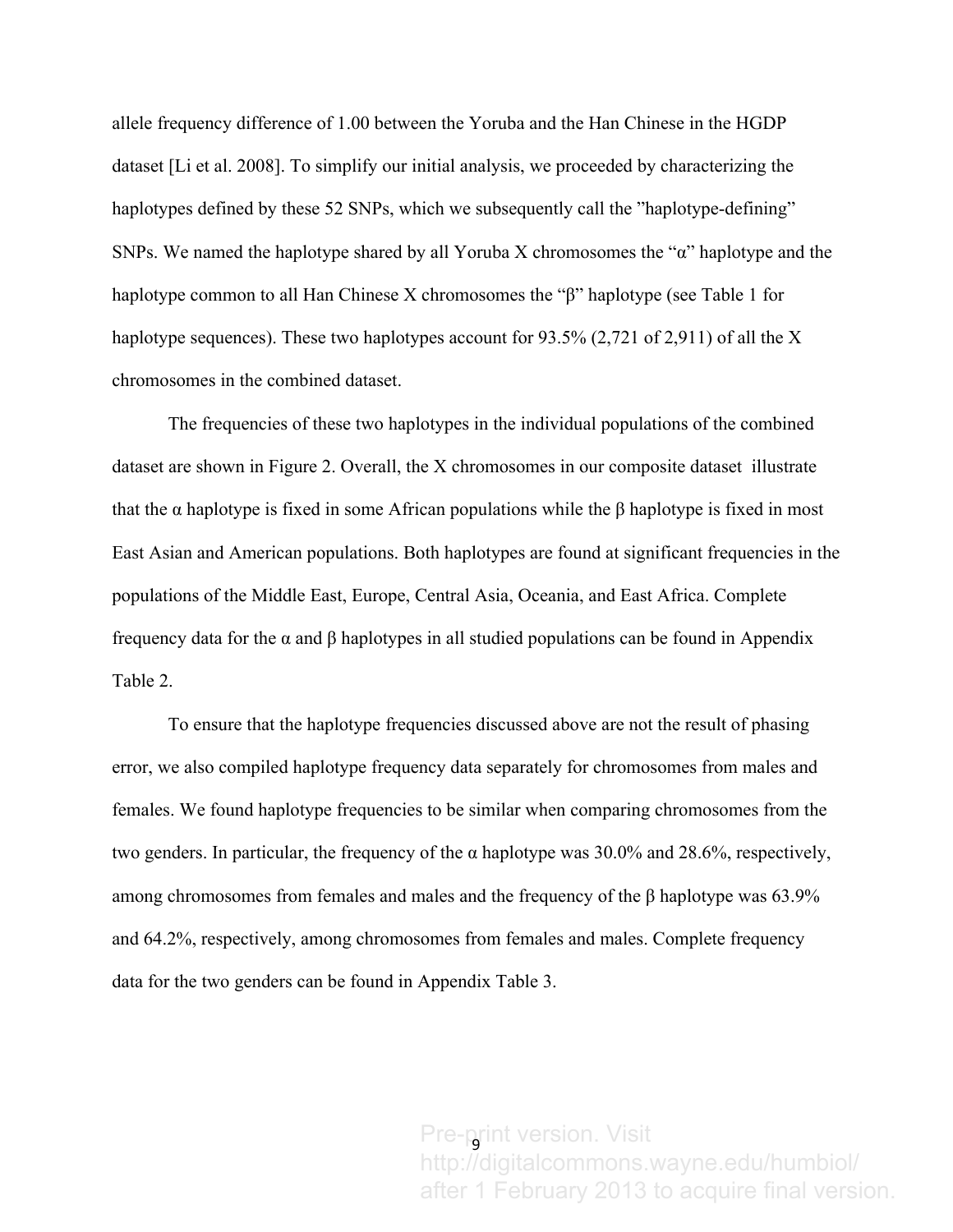allele frequency difference of 1.00 between the Yoruba and the Han Chinese in the HGDP dataset [Li et al. 2008]. To simplify our initial analysis, we proceeded by characterizing the haplotypes defined by these 52 SNPs, which we subsequently call the "haplotype-defining" SNPs. We named the haplotype shared by all Yoruba X chromosomes the "α" haplotype and the haplotype common to all Han Chinese X chromosomes the "β" haplotype (see Table 1 for haplotype sequences). These two haplotypes account for 93.5% (2,721 of 2,911) of all the X chromosomes in the combined dataset.

The frequencies of these two haplotypes in the individual populations of the combined dataset are shown in Figure 2. Overall, the X chromosomes in our composite dataset illustrate that the α haplotype is fixed in some African populations while the β haplotype is fixed in most East Asian and American populations. Both haplotypes are found at significant frequencies in the populations of the Middle East, Europe, Central Asia, Oceania, and East Africa. Complete frequency data for the α and β haplotypes in all studied populations can be found in Appendix Table 2.

To ensure that the haplotype frequencies discussed above are not the result of phasing error, we also compiled haplotype frequency data separately for chromosomes from males and females. We found haplotype frequencies to be similar when comparing chromosomes from the two genders. In particular, the frequency of the α haplotype was 30.0% and 28.6%, respectively, among chromosomes from females and males and the frequency of the β haplotype was 63.9% and 64.2%, respectively, among chromosomes from females and males. Complete frequency data for the two genders can be found in Appendix Table 3.

Pre-print version. Visit http://digitalcommons.wayne.edu/humbiol/ after 1 February 2013 to acquire final version.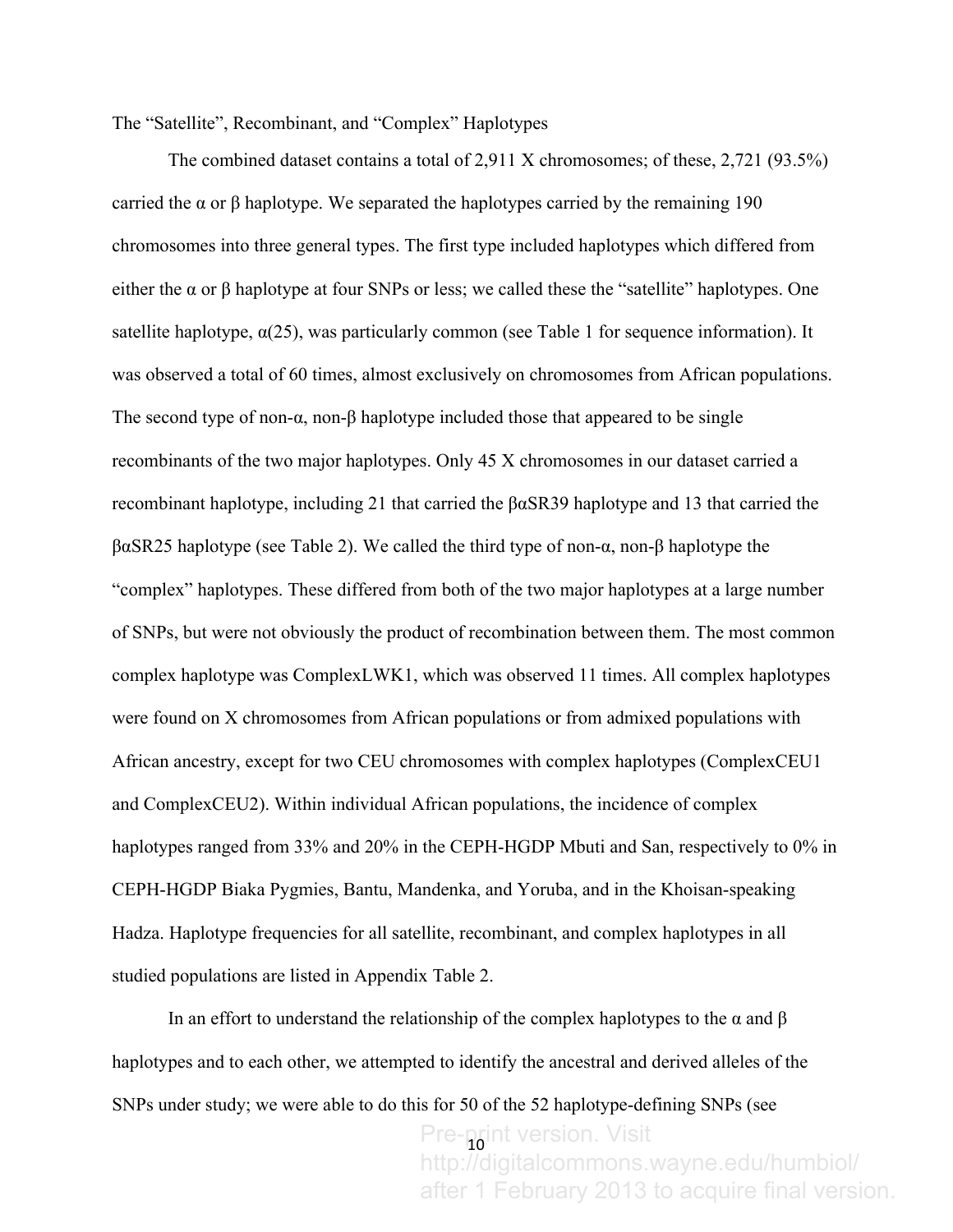The "Satellite", Recombinant, and "Complex" Haplotypes

The combined dataset contains a total of 2,911 X chromosomes; of these, 2,721 (93.5%) carried the α or β haplotype. We separated the haplotypes carried by the remaining 190 chromosomes into three general types. The first type included haplotypes which differed from either the α or β haplotype at four SNPs or less; we called these the "satellite" haplotypes. One satellite haplotype, α(25), was particularly common (see Table 1 for sequence information). It was observed a total of 60 times, almost exclusively on chromosomes from African populations. The second type of non-α, non-β haplotype included those that appeared to be single recombinants of the two major haplotypes. Only 45 X chromosomes in our dataset carried a recombinant haplotype, including 21 that carried the βαSR39 haplotype and 13 that carried the βαSR25 haplotype (see Table 2). We called the third type of non-α, non-β haplotype the "complex" haplotypes. These differed from both of the two major haplotypes at a large number of SNPs, but were not obviously the product of recombination between them. The most common complex haplotype was ComplexLWK1, which was observed 11 times. All complex haplotypes were found on X chromosomes from African populations or from admixed populations with African ancestry, except for two CEU chromosomes with complex haplotypes (ComplexCEU1 and ComplexCEU2). Within individual African populations, the incidence of complex haplotypes ranged from 33% and 20% in the CEPH-HGDP Mbuti and San, respectively to 0% in CEPH-HGDP Biaka Pygmies, Bantu, Mandenka, and Yoruba, and in the Khoisan-speaking Hadza. Haplotype frequencies for all satellite, recombinant, and complex haplotypes in all studied populations are listed in Appendix Table 2.

In an effort to understand the relationship of the complex haplotypes to the α and β haplotypes and to each other, we attempted to identify the ancestral and derived alleles of the SNPs under study; we were able to do this for 50 of the 52 haplotype-defining SNPs (see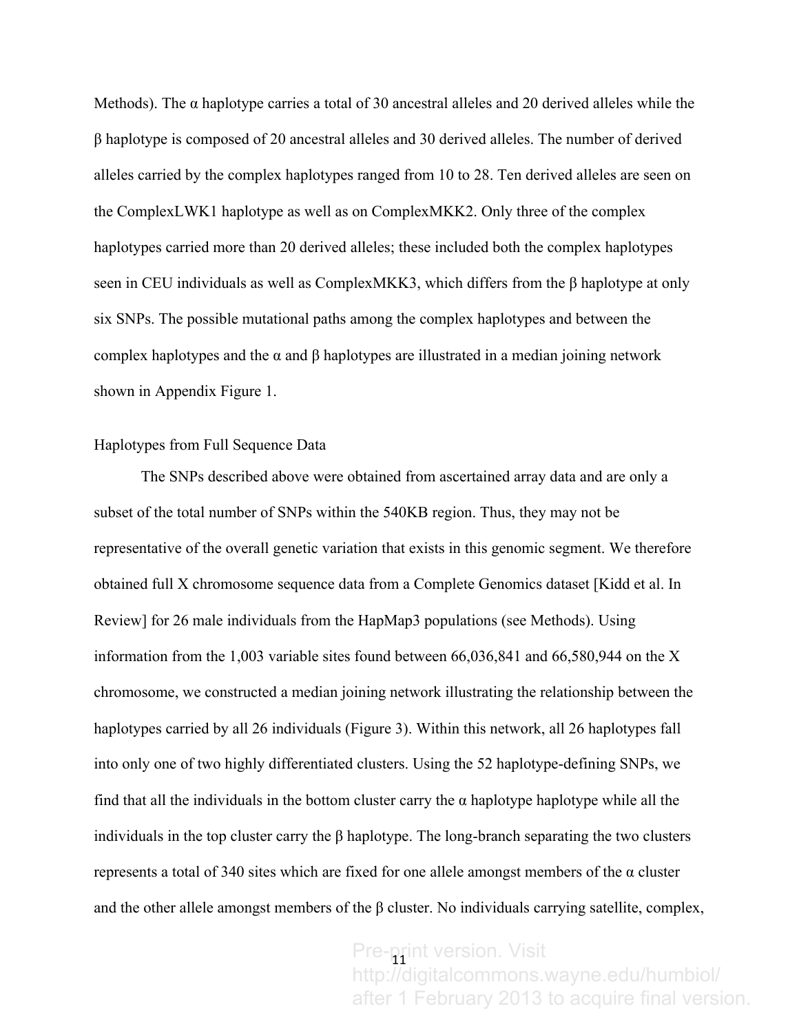Methods). The α haplotype carries a total of 30 ancestral alleles and 20 derived alleles while the β haplotype is composed of 20 ancestral alleles and 30 derived alleles. The number of derived alleles carried by the complex haplotypes ranged from 10 to 28. Ten derived alleles are seen on the ComplexLWK1 haplotype as well as on ComplexMKK2. Only three of the complex haplotypes carried more than 20 derived alleles; these included both the complex haplotypes seen in CEU individuals as well as ComplexMKK3, which differs from the β haplotype at only six SNPs. The possible mutational paths among the complex haplotypes and between the complex haplotypes and the α and β haplotypes are illustrated in a median joining network shown in Appendix Figure 1.

## Haplotypes from Full Sequence Data

The SNPs described above were obtained from ascertained array data and are only a subset of the total number of SNPs within the 540KB region. Thus, they may not be representative of the overall genetic variation that exists in this genomic segment. We therefore obtained full X chromosome sequence data from a Complete Genomics dataset [Kidd et al. In Review] for 26 male individuals from the HapMap3 populations (see Methods). Using information from the 1,003 variable sites found between 66,036,841 and 66,580,944 on the X chromosome, we constructed a median joining network illustrating the relationship between the haplotypes carried by all 26 individuals (Figure 3). Within this network, all 26 haplotypes fall into only one of two highly differentiated clusters. Using the 52 haplotype-defining SNPs, we find that all the individuals in the bottom cluster carry the α haplotype haplotype while all the individuals in the top cluster carry the β haplotype. The long-branch separating the two clusters represents a total of 340 sites which are fixed for one allele amongst members of the α cluster and the other allele amongst members of the β cluster. No individuals carrying satellite, complex,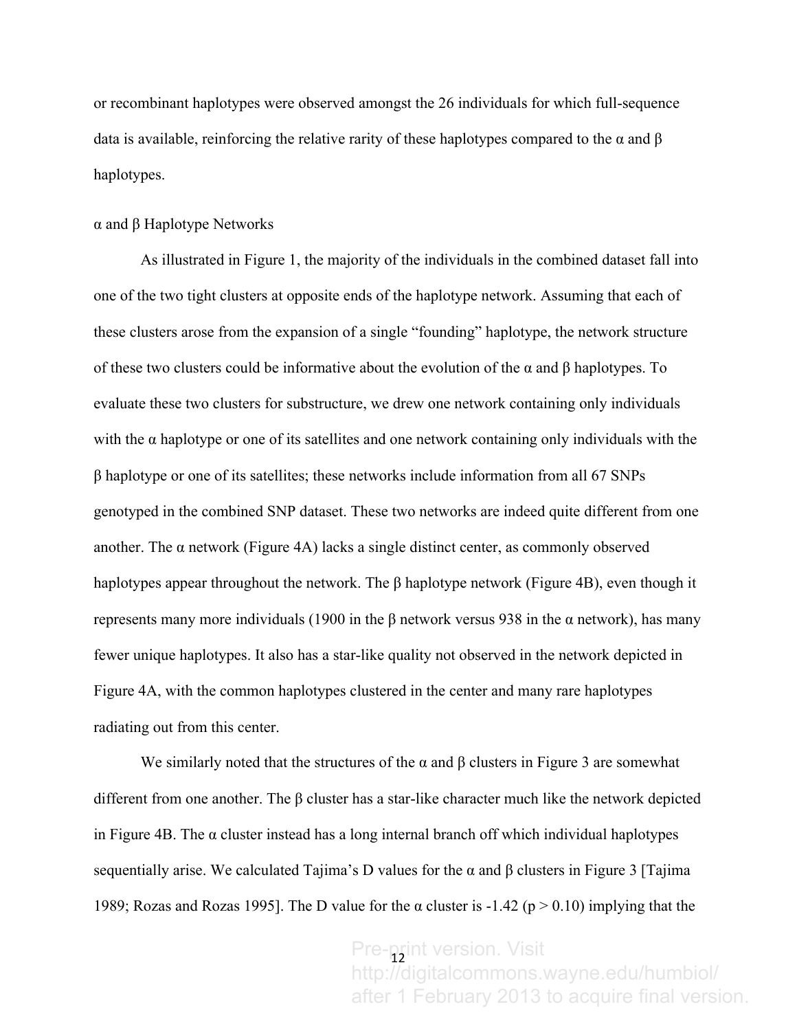or recombinant haplotypes were observed amongst the 26 individuals for which full-sequence data is available, reinforcing the relative rarity of these haplotypes compared to the α and β haplotypes.

## α and β Haplotype Networks

As illustrated in Figure 1, the majority of the individuals in the combined dataset fall into one of the two tight clusters at opposite ends of the haplotype network. Assuming that each of these clusters arose from the expansion of a single "founding" haplotype, the network structure of these two clusters could be informative about the evolution of the α and β haplotypes. To evaluate these two clusters for substructure, we drew one network containing only individuals with the α haplotype or one of its satellites and one network containing only individuals with the β haplotype or one of its satellites; these networks include information from all 67 SNPs genotyped in the combined SNP dataset. These two networks are indeed quite different from one another. The α network (Figure 4A) lacks a single distinct center, as commonly observed haplotypes appear throughout the network. The β haplotype network (Figure 4B), even though it represents many more individuals (1900 in the β network versus 938 in the α network), has many fewer unique haplotypes. It also has a star-like quality not observed in the network depicted in Figure 4A, with the common haplotypes clustered in the center and many rare haplotypes radiating out from this center.

We similarly noted that the structures of the α and β clusters in Figure 3 are somewhat different from one another. The β cluster has a star-like character much like the network depicted in Figure 4B. The α cluster instead has a long internal branch off which individual haplotypes sequentially arise. We calculated Tajima's D values for the α and β clusters in Figure 3 [Tajima 1989; Rozas and Rozas 1995]. The D value for the α cluster is -1.42 ($p > 0.10$) implying that the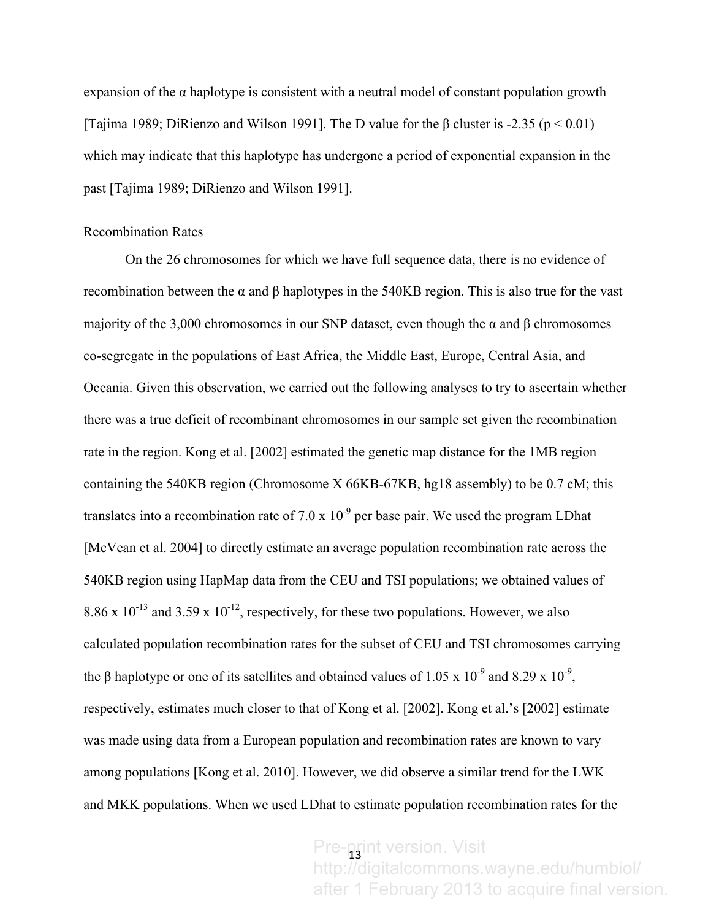expansion of the α haplotype is consistent with a neutral model of constant population growth [Tajima 1989; DiRienzo and Wilson 1991]. The D value for the β cluster is -2.35 ($p < 0.01$) which may indicate that this haplotype has undergone a period of exponential expansion in the past [Tajima 1989; DiRienzo and Wilson 1991].

## Recombination Rates

On the 26 chromosomes for which we have full sequence data, there is no evidence of recombination between the α and β haplotypes in the 540KB region. This is also true for the vast majority of the 3,000 chromosomes in our SNP dataset, even though the α and β chromosomes co-segregate in the populations of East Africa, the Middle East, Europe, Central Asia, and Oceania. Given this observation, we carried out the following analyses to try to ascertain whether there was a true deficit of recombinant chromosomes in our sample set given the recombination rate in the region. Kong et al. [2002] estimated the genetic map distance for the 1MB region containing the 540KB region (Chromosome X 66KB-67KB, hg18 assembly) to be 0.7 cM; this translates into a recombination rate of $7.0 \times 10^{-9}$ per base pair. We used the program LDhat [McVean et al. 2004] to directly estimate an average population recombination rate across the 540KB region using HapMap data from the CEU and TSI populations; we obtained values of $8.86 \times 10^{-13}$ and $3.59 \times 10^{-12}$, respectively, for these two populations. However, we also calculated population recombination rates for the subset of CEU and TSI chromosomes carrying the β haplotype or one of its satellites and obtained values of $1.05 \times 10^{-9}$ and $8.29 \times 10^{-9}$, respectively, estimates much closer to that of Kong et al. [2002]. Kong et al.'s [2002] estimate was made using data from a European population and recombination rates are known to vary among populations [Kong et al. 2010]. However, we did observe a similar trend for the LWK and MKK populations. When we used LDhat to estimate population recombination rates for the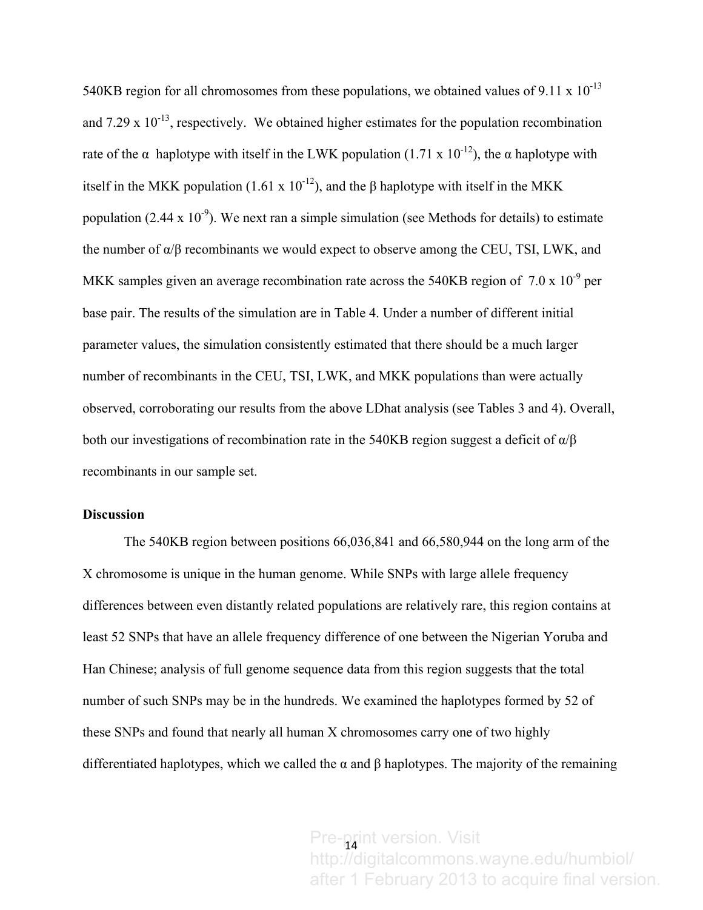540KB region for all chromosomes from these populations, we obtained values of $9.11 \times 10^{-13}$ and $7.29 \times 10^{-13}$, respectively. We obtained higher estimates for the population recombination rate of the α haplotype with itself in the LWK population ($1.71 \times 10^{-12}$), the α haplotype with itself in the MKK population ($1.61 \times 10^{-12}$), and the β haplotype with itself in the MKK population ($2.44 \times 10^{-9}$). We next ran a simple simulation (see Methods for details) to estimate the number of α/β recombinants we would expect to observe among the CEU, TSI, LWK, and MKK samples given an average recombination rate across the 540KB region of $7.0 \times 10^{-9}$ per base pair. The results of the simulation are in Table 4. Under a number of different initial parameter values, the simulation consistently estimated that there should be a much larger number of recombinants in the CEU, TSI, LWK, and MKK populations than were actually observed, corroborating our results from the above LDhat analysis (see Tables 3 and 4). Overall, both our investigations of recombination rate in the 540KB region suggest a deficit of α/β recombinants in our sample set.

**Discussion**

The 540KB region between positions 66,036,841 and 66,580,944 on the long arm of the X chromosome is unique in the human genome. While SNPs with large allele frequency differences between even distantly related populations are relatively rare, this region contains at least 52 SNPs that have an allele frequency difference of one between the Nigerian Yoruba and Han Chinese; analysis of full genome sequence data from this region suggests that the total number of such SNPs may be in the hundreds. We examined the haplotypes formed by 52 of these SNPs and found that nearly all human X chromosomes carry one of two highly differentiated haplotypes, which we called the α and β haplotypes. The majority of the remaining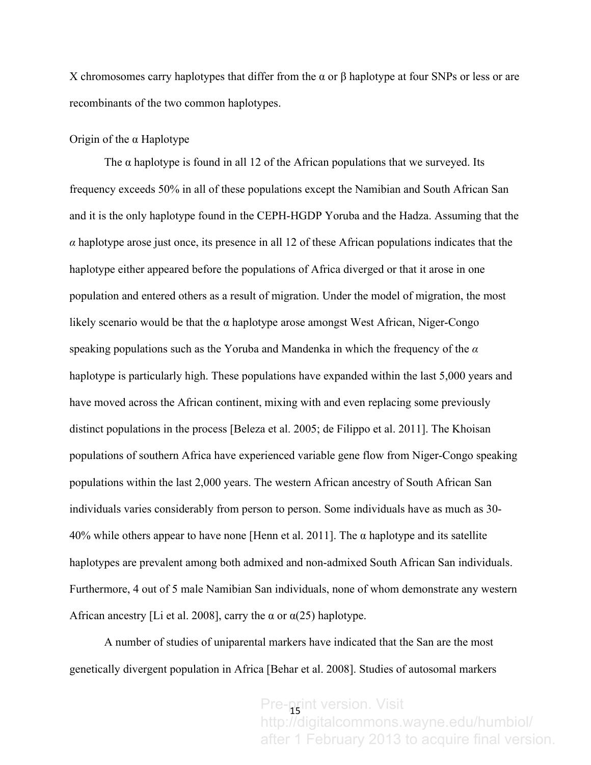X chromosomes carry haplotypes that differ from the α or β haplotype at four SNPs or less or are recombinants of the two common haplotypes.

Origin of the α Haplotype

The α haplotype is found in all 12 of the African populations that we surveyed. Its frequency exceeds 50% in all of these populations except the Namibian and South African San and it is the only haplotype found in the CEPH-HGDP Yoruba and the Hadza. Assuming that the *α* haplotype arose just once, its presence in all 12 of these African populations indicates that the haplotype either appeared before the populations of Africa diverged or that it arose in one population and entered others as a result of migration. Under the model of migration, the most likely scenario would be that the α haplotype arose amongst West African, Niger-Congo speaking populations such as the Yoruba and Mandenka in which the frequency of the *α* haplotype is particularly high. These populations have expanded within the last 5,000 years and have moved across the African continent, mixing with and even replacing some previously distinct populations in the process [Beleza et al. 2005; de Filippo et al. 2011]. The Khoisan populations of southern Africa have experienced variable gene flow from Niger-Congo speaking populations within the last 2,000 years. The western African ancestry of South African San individuals varies considerably from person to person. Some individuals have as much as 30-40% while others appear to have none [Henn et al. 2011]. The α haplotype and its satellite haplotypes are prevalent among both admixed and non-admixed South African San individuals. Furthermore, 4 out of 5 male Namibian San individuals, none of whom demonstrate any western African ancestry [Li et al. 2008], carry the α or α(25) haplotype.

A number of studies of uniparental markers have indicated that the San are the most genetically divergent population in Africa [Behar et al. 2008]. Studies of autosomal markers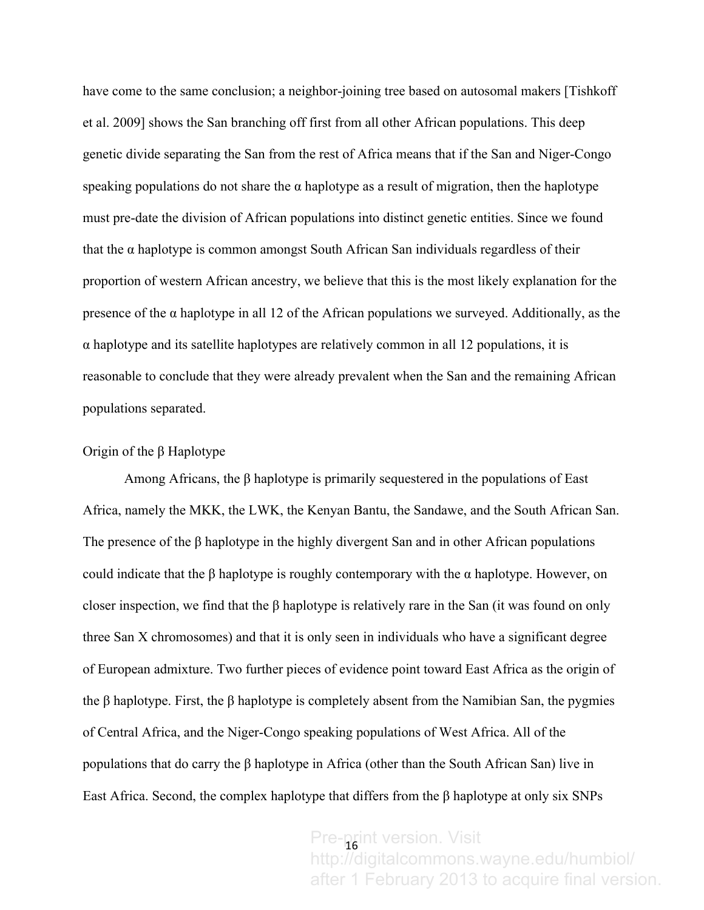have come to the same conclusion; a neighbor-joining tree based on autosomal makers [Tishkoff et al. 2009] shows the San branching off first from all other African populations. This deep genetic divide separating the San from the rest of Africa means that if the San and Niger-Congo speaking populations do not share the α haplotype as a result of migration, then the haplotype must pre-date the division of African populations into distinct genetic entities. Since we found that the α haplotype is common amongst South African San individuals regardless of their proportion of western African ancestry, we believe that this is the most likely explanation for the presence of the α haplotype in all 12 of the African populations we surveyed. Additionally, as the α haplotype and its satellite haplotypes are relatively common in all 12 populations, it is reasonable to conclude that they were already prevalent when the San and the remaining African populations separated.

### Origin of the β Haplotype

Among Africans, the β haplotype is primarily sequestered in the populations of East Africa, namely the MKK, the LWK, the Kenyan Bantu, the Sandawe, and the South African San. The presence of the β haplotype in the highly divergent San and in other African populations could indicate that the β haplotype is roughly contemporary with the α haplotype. However, on closer inspection, we find that the β haplotype is relatively rare in the San (it was found on only three San X chromosomes) and that it is only seen in individuals who have a significant degree of European admixture. Two further pieces of evidence point toward East Africa as the origin of the β haplotype. First, the β haplotype is completely absent from the Namibian San, the pygmies of Central Africa, and the Niger-Congo speaking populations of West Africa. All of the populations that do carry the β haplotype in Africa (other than the South African San) live in East Africa. Second, the complex haplotype that differs from the β haplotype at only six SNPs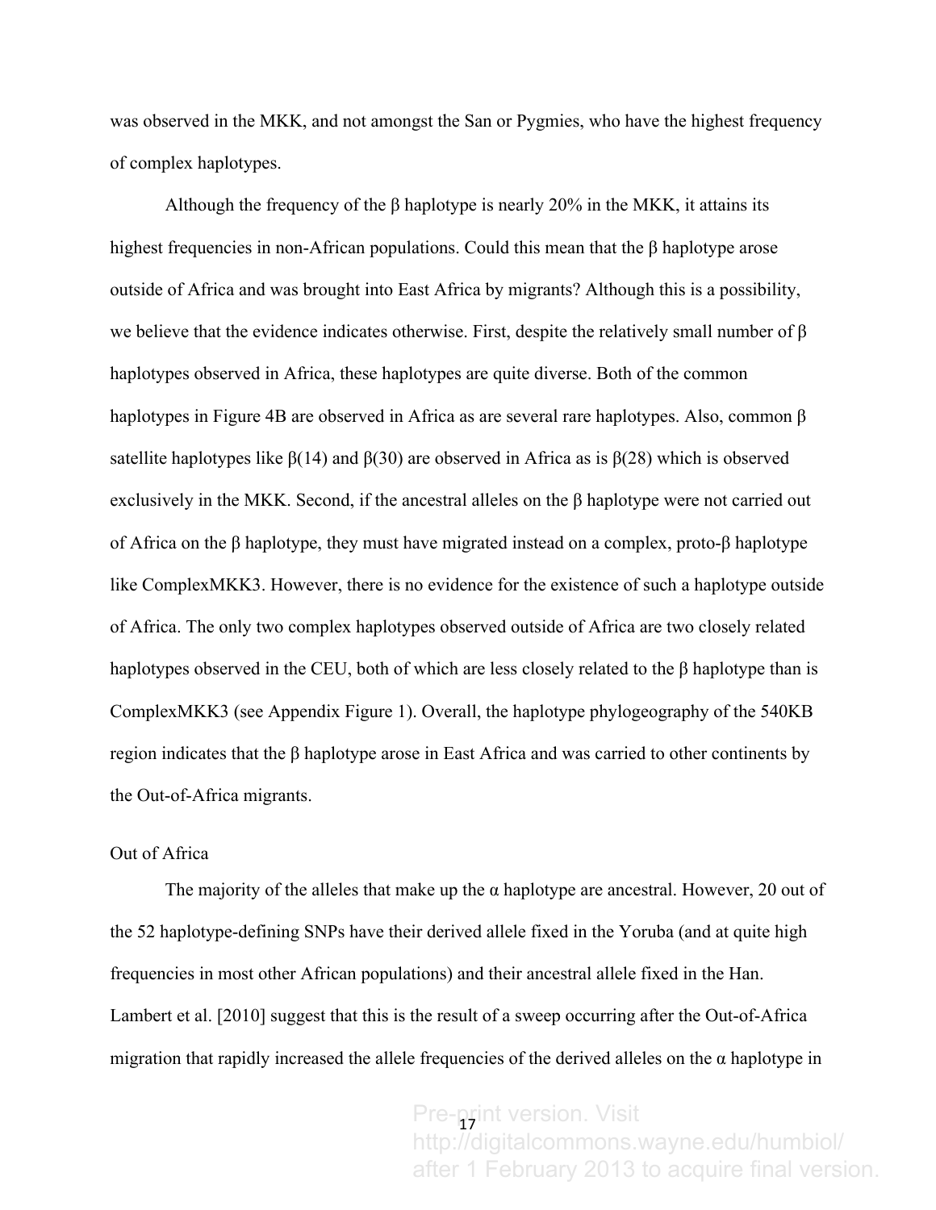was observed in the MKK, and not amongst the San or Pygmies, who have the highest frequency of complex haplotypes.

Although the frequency of the β haplotype is nearly 20% in the MKK, it attains its highest frequencies in non-African populations. Could this mean that the β haplotype arose outside of Africa and was brought into East Africa by migrants? Although this is a possibility, we believe that the evidence indicates otherwise. First, despite the relatively small number of β haplotypes observed in Africa, these haplotypes are quite diverse. Both of the common haplotypes in Figure 4B are observed in Africa as are several rare haplotypes. Also, common β satellite haplotypes like β(14) and β(30) are observed in Africa as is β(28) which is observed exclusively in the MKK. Second, if the ancestral alleles on the β haplotype were not carried out of Africa on the β haplotype, they must have migrated instead on a complex, proto-β haplotype like ComplexMKK3. However, there is no evidence for the existence of such a haplotype outside of Africa. The only two complex haplotypes observed outside of Africa are two closely related haplotypes observed in the CEU, both of which are less closely related to the β haplotype than is ComplexMKK3 (see Appendix Figure 1). Overall, the haplotype phylogeography of the 540KB region indicates that the β haplotype arose in East Africa and was carried to other continents by the Out-of-Africa migrants.

## Out of Africa

The majority of the alleles that make up the α haplotype are ancestral. However, 20 out of the 52 haplotype-defining SNPs have their derived allele fixed in the Yoruba (and at quite high frequencies in most other African populations) and their ancestral allele fixed in the Han. Lambert et al. [2010] suggest that this is the result of a sweep occurring after the Out-of-Africa migration that rapidly increased the allele frequencies of the derived alleles on the α haplotype in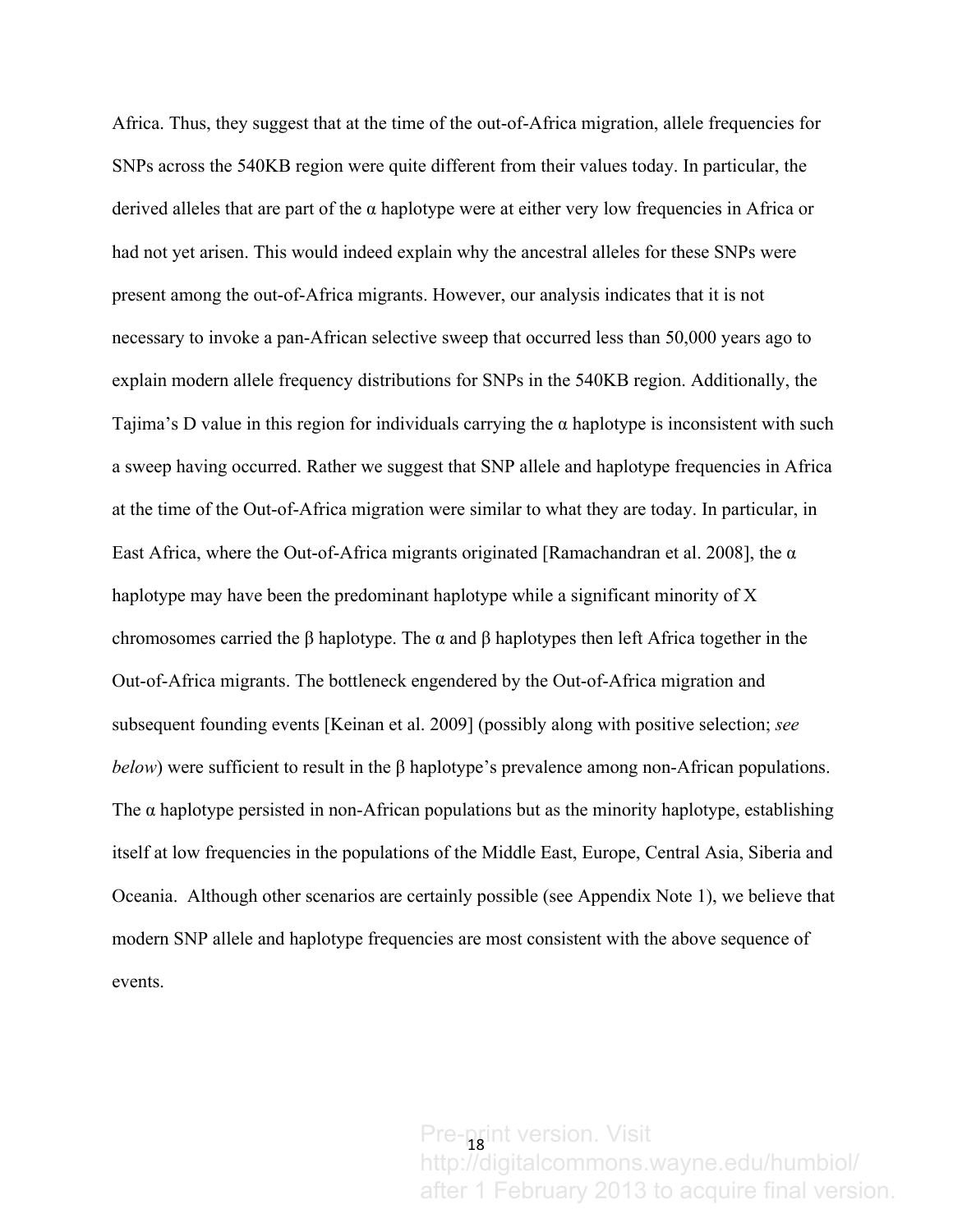Africa. Thus, they suggest that at the time of the out-of-Africa migration, allele frequencies for SNPs across the 540KB region were quite different from their values today. In particular, the derived alleles that are part of the α haplotype were at either very low frequencies in Africa or had not yet arisen. This would indeed explain why the ancestral alleles for these SNPs were present among the out-of-Africa migrants. However, our analysis indicates that it is not necessary to invoke a pan-African selective sweep that occurred less than 50,000 years ago to explain modern allele frequency distributions for SNPs in the 540KB region. Additionally, the Tajima's D value in this region for individuals carrying the α haplotype is inconsistent with such a sweep having occurred. Rather we suggest that SNP allele and haplotype frequencies in Africa at the time of the Out-of-Africa migration were similar to what they are today. In particular, in East Africa, where the Out-of-Africa migrants originated [Ramachandran et al. 2008], the α haplotype may have been the predominant haplotype while a significant minority of X chromosomes carried the β haplotype. The α and β haplotypes then left Africa together in the Out-of-Africa migrants. The bottleneck engendered by the Out-of-Africa migration and subsequent founding events [Keinan et al. 2009] (possibly along with positive selection; *see below*) were sufficient to result in the β haplotype's prevalence among non-African populations. The α haplotype persisted in non-African populations but as the minority haplotype, establishing itself at low frequencies in the populations of the Middle East, Europe, Central Asia, Siberia and Oceania. Although other scenarios are certainly possible (see Appendix Note 1), we believe that modern SNP allele and haplotype frequencies are most consistent with the above sequence of events.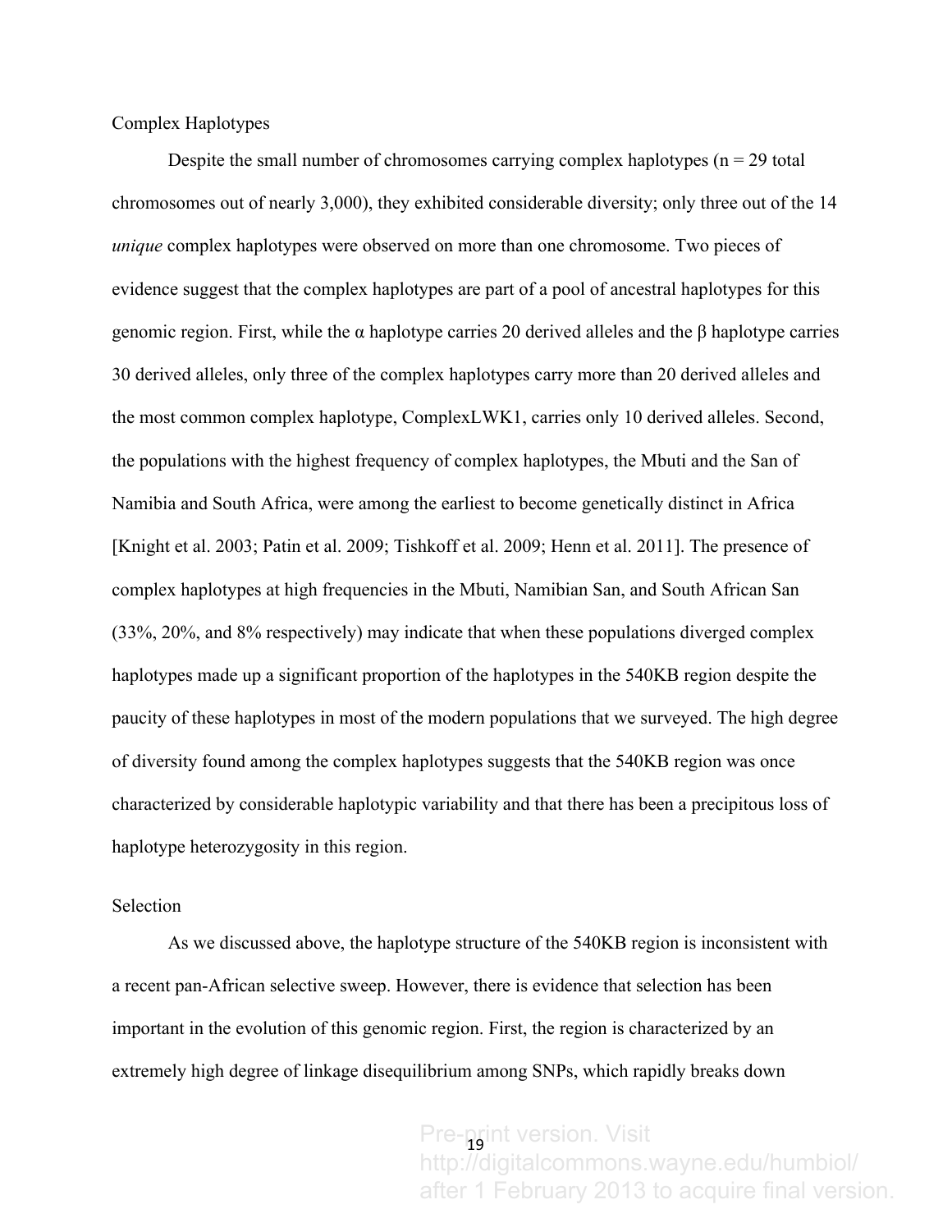## Complex Haplotypes

Despite the small number of chromosomes carrying complex haplotypes (n = 29 total chromosomes out of nearly 3,000), they exhibited considerable diversity; only three out of the 14 *unique* complex haplotypes were observed on more than one chromosome. Two pieces of evidence suggest that the complex haplotypes are part of a pool of ancestral haplotypes for this genomic region. First, while the α haplotype carries 20 derived alleles and the β haplotype carries 30 derived alleles, only three of the complex haplotypes carry more than 20 derived alleles and the most common complex haplotype, ComplexLWK1, carries only 10 derived alleles. Second, the populations with the highest frequency of complex haplotypes, the Mbuti and the San of Namibia and South Africa, were among the earliest to become genetically distinct in Africa [Knight et al. 2003; Patin et al. 2009; Tishkoff et al. 2009; Henn et al. 2011]. The presence of complex haplotypes at high frequencies in the Mbuti, Namibian San, and South African San (33%, 20%, and 8% respectively) may indicate that when these populations diverged complex haplotypes made up a significant proportion of the haplotypes in the 540KB region despite the paucity of these haplotypes in most of the modern populations that we surveyed. The high degree of diversity found among the complex haplotypes suggests that the 540KB region was once characterized by considerable haplotypic variability and that there has been a precipitous loss of haplotype heterozygosity in this region.

## Selection

As we discussed above, the haplotype structure of the 540KB region is inconsistent with a recent pan-African selective sweep. However, there is evidence that selection has been important in the evolution of this genomic region. First, the region is characterized by an extremely high degree of linkage disequilibrium among SNPs, which rapidly breaks down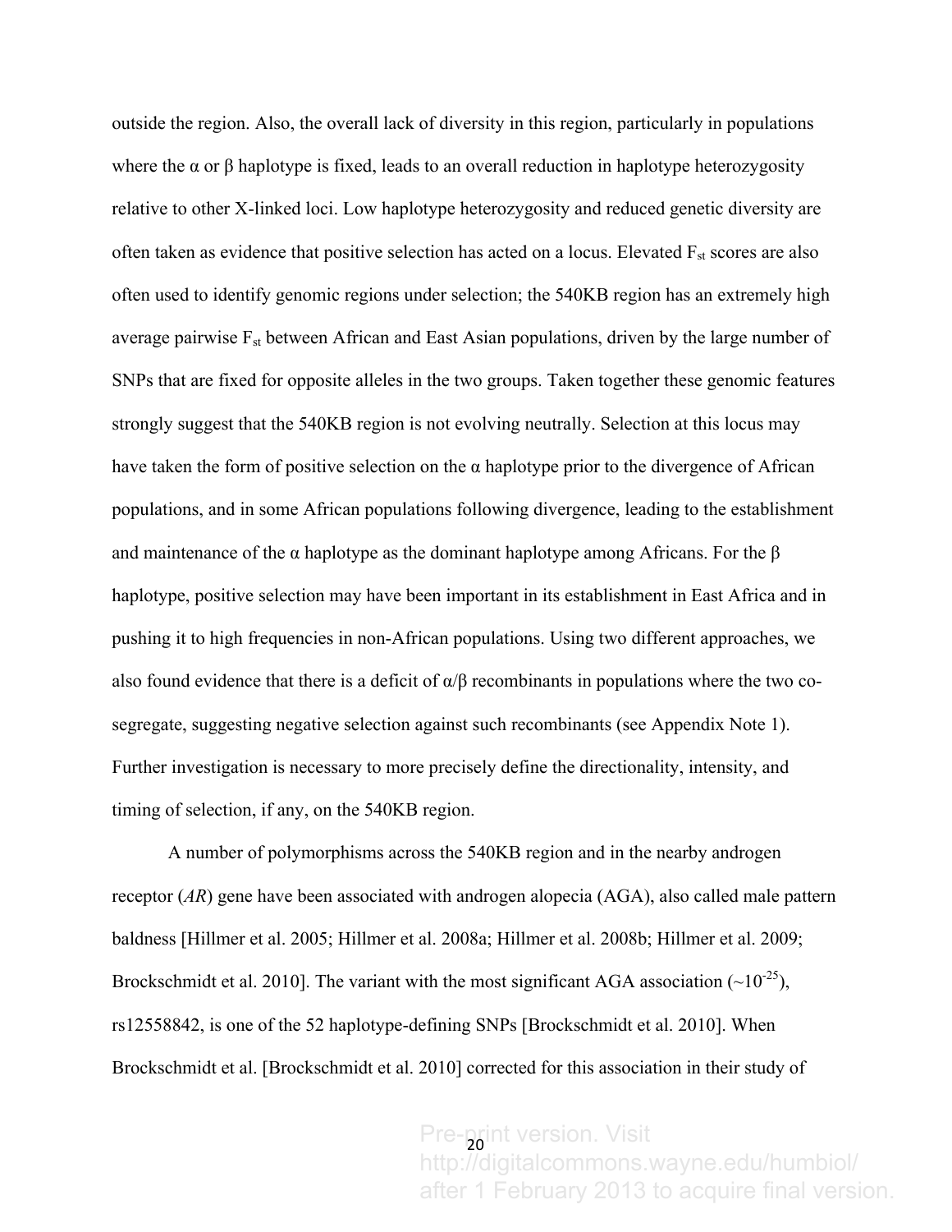outside the region. Also, the overall lack of diversity in this region, particularly in populations where the α or β haplotype is fixed, leads to an overall reduction in haplotype heterozygosity relative to other X-linked loci. Low haplotype heterozygosity and reduced genetic diversity are often taken as evidence that positive selection has acted on a locus. Elevated $F_{st}$ scores are also often used to identify genomic regions under selection; the 540KB region has an extremely high average pairwise $F_{st}$ between African and East Asian populations, driven by the large number of SNPs that are fixed for opposite alleles in the two groups. Taken together these genomic features strongly suggest that the 540KB region is not evolving neutrally. Selection at this locus may have taken the form of positive selection on the α haplotype prior to the divergence of African populations, and in some African populations following divergence, leading to the establishment and maintenance of the α haplotype as the dominant haplotype among Africans. For the β haplotype, positive selection may have been important in its establishment in East Africa and in pushing it to high frequencies in non-African populations. Using two different approaches, we also found evidence that there is a deficit of α/β recombinants in populations where the two co-segregate, suggesting negative selection against such recombinants (see Appendix Note 1). Further investigation is necessary to more precisely define the directionality, intensity, and timing of selection, if any, on the 540KB region.

A number of polymorphisms across the 540KB region and in the nearby androgen receptor (*AR*) gene have been associated with androgen alopecia (AGA), also called male pattern baldness [Hillmer et al. 2005; Hillmer et al. 2008a; Hillmer et al. 2008b; Hillmer et al. 2009; Brockschmidt et al. 2010]. The variant with the most significant AGA association ($\sim10^{-25}$), rs12558842, is one of the 52 haplotype-defining SNPs [Brockschmidt et al. 2010]. When Brockschmidt et al. [Brockschmidt et al. 2010] corrected for this association in their study of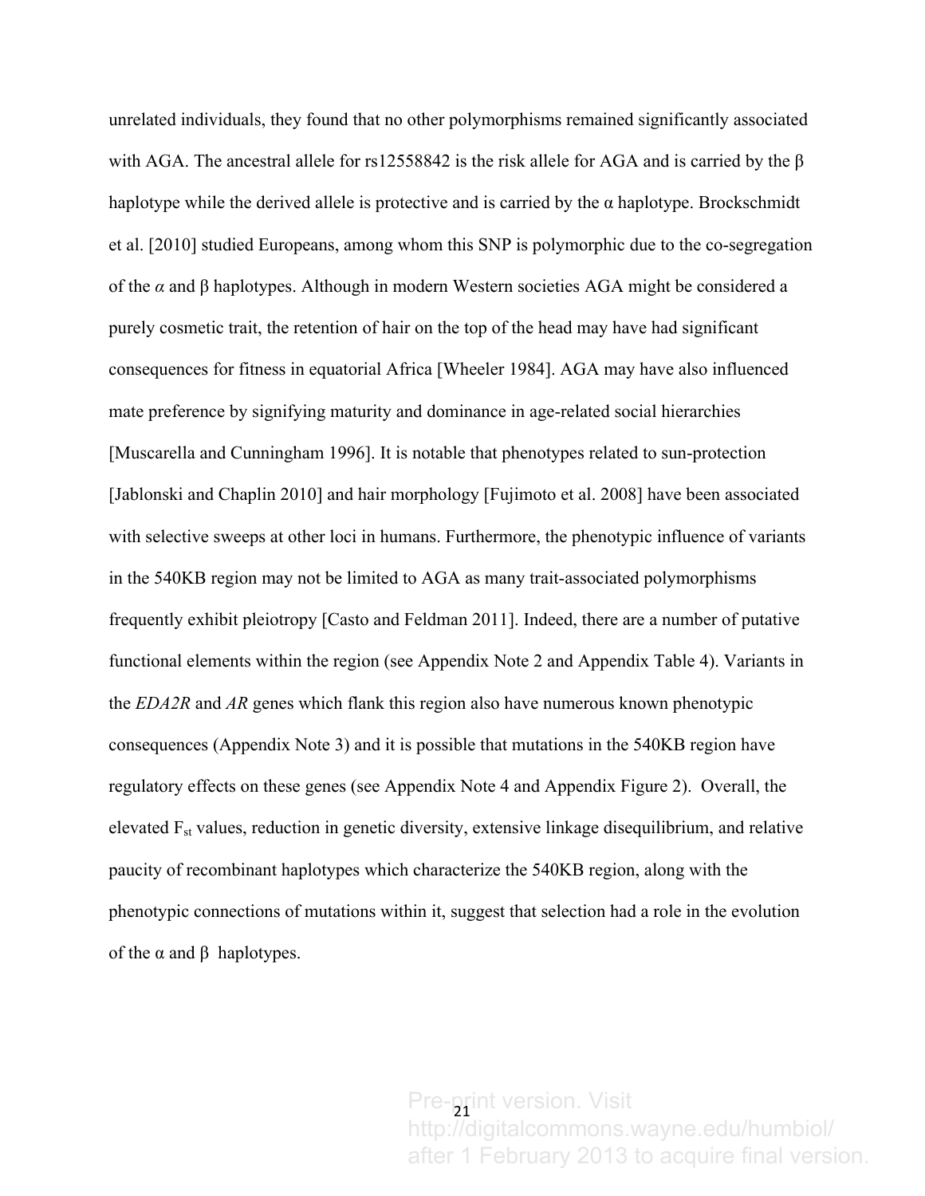unrelated individuals, they found that no other polymorphisms remained significantly associated with AGA. The ancestral allele for rs12558842 is the risk allele for AGA and is carried by the β haplotype while the derived allele is protective and is carried by the α haplotype. Brockschmidt et al. [2010] studied Europeans, among whom this SNP is polymorphic due to the co-segregation of the *α* and β haplotypes. Although in modern Western societies AGA might be considered a purely cosmetic trait, the retention of hair on the top of the head may have had significant consequences for fitness in equatorial Africa [Wheeler 1984]. AGA may have also influenced mate preference by signifying maturity and dominance in age-related social hierarchies [Muscarella and Cunningham 1996]. It is notable that phenotypes related to sun-protection [Jablonski and Chaplin 2010] and hair morphology [Fujimoto et al. 2008] have been associated with selective sweeps at other loci in humans. Furthermore, the phenotypic influence of variants in the 540KB region may not be limited to AGA as many trait-associated polymorphisms frequently exhibit pleiotropy [Casto and Feldman 2011]. Indeed, there are a number of putative functional elements within the region (see Appendix Note 2 and Appendix Table 4). Variants in the *EDA2R* and *AR* genes which flank this region also have numerous known phenotypic consequences (Appendix Note 3) and it is possible that mutations in the 540KB region have regulatory effects on these genes (see Appendix Note 4 and Appendix Figure 2). Overall, the elevated $F_{st}$ values, reduction in genetic diversity, extensive linkage disequilibrium, and relative paucity of recombinant haplotypes which characterize the 540KB region, along with the phenotypic connections of mutations within it, suggest that selection had a role in the evolution of the α and β haplotypes.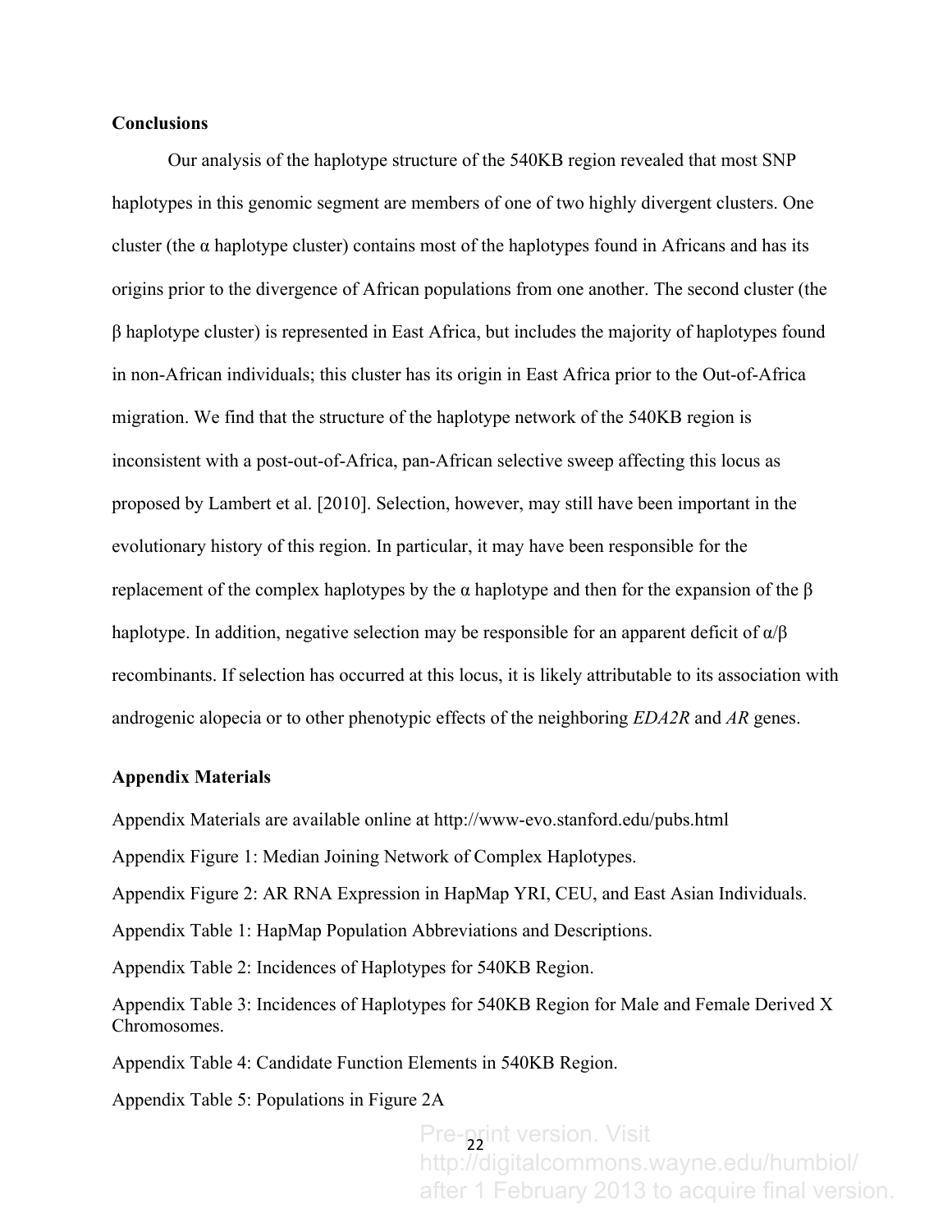## Conclusions

Our analysis of the haplotype structure of the 540KB region revealed that most SNP haplotypes in this genomic segment are members of one of two highly divergent clusters. One cluster (the α haplotype cluster) contains most of the haplotypes found in Africans and has its origins prior to the divergence of African populations from one another. The second cluster (the β haplotype cluster) is represented in East Africa, but includes the majority of haplotypes found in non-African individuals; this cluster has its origin in East Africa prior to the Out-of-Africa migration. We find that the structure of the haplotype network of the 540KB region is inconsistent with a post-out-of-Africa, pan-African selective sweep affecting this locus as proposed by Lambert et al. [2010]. Selection, however, may still have been important in the evolutionary history of this region. In particular, it may have been responsible for the replacement of the complex haplotypes by the α haplotype and then for the expansion of the β haplotype. In addition, negative selection may be responsible for an apparent deficit of α/β recombinants. If selection has occurred at this locus, it is likely attributable to its association with androgenic alopecia or to other phenotypic effects of the neighboring *EDA2R* and *AR* genes.

## Appendix Materials

Appendix Materials are available online at http://www-evo.stanford.edu/pubs.html

Appendix Figure 1: Median Joining Network of Complex Haplotypes.

Appendix Figure 2: AR RNA Expression in HapMap YRI, CEU, and East Asian Individuals.

Appendix Table 1: HapMap Population Abbreviations and Descriptions.

Appendix Table 2: Incidences of Haplotypes for 540KB Region.

Appendix Table 3: Incidences of Haplotypes for 540KB Region for Male and Female Derived X Chromosomes.

Appendix Table 4: Candidate Function Elements in 540KB Region.

Appendix Table 5: Populations in Figure 2A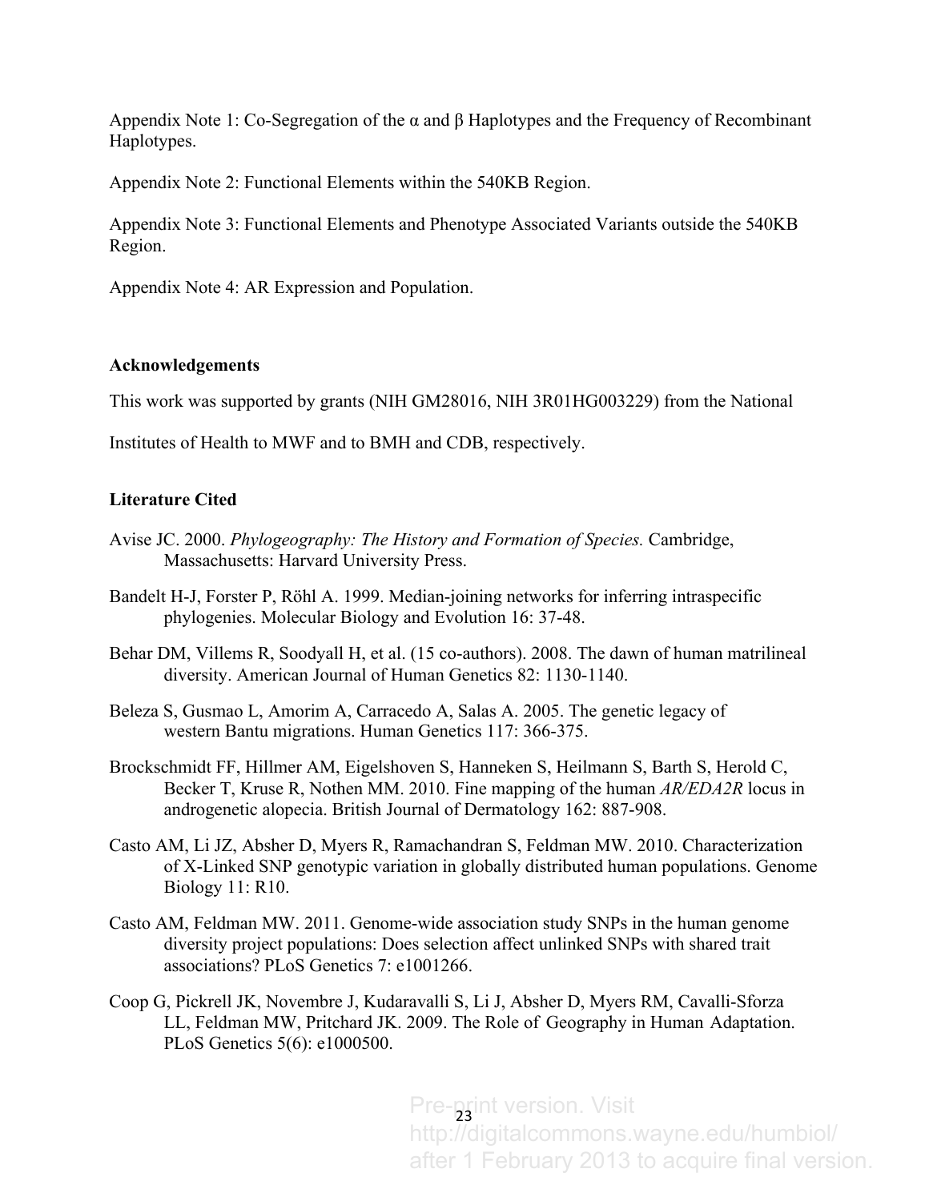Appendix Note 1: Co-Segregation of the α and β Haplotypes and the Frequency of Recombinant Haplotypes.

Appendix Note 2: Functional Elements within the 540KB Region.

Appendix Note 3: Functional Elements and Phenotype Associated Variants outside the 540KB Region.

Appendix Note 4: AR Expression and Population.

**Acknowledgements**

This work was supported by grants (NIH GM28016, NIH 3R01HG003229) from the National Institutes of Health to MWF and to BMH and CDB, respectively.

**Literature Cited**

Avise JC. 2000. *Phylogeography: The History and Formation of Species.* Cambridge, Massachusetts: Harvard University Press.

Bandelt H-J, Forster P, Röhl A. 1999. Median-joining networks for inferring intraspecific phylogenies. Molecular Biology and Evolution 16: 37-48.

Behar DM, Villems R, Soodyall H, et al. (15 co-authors). 2008. The dawn of human matrilineal diversity. American Journal of Human Genetics 82: 1130-1140.

Beleza S, Gusmao L, Amorim A, Carracedo A, Salas A. 2005. The genetic legacy of western Bantu migrations. Human Genetics 117: 366-375.

Brockschmidt FF, Hillmer AM, Eigelshoven S, Hanneken S, Heilmann S, Barth S, Herold C, Becker T, Kruse R, Nothen MM. 2010. Fine mapping of the human *AR/EDA2R* locus in androgenetic alopecia. British Journal of Dermatology 162: 887-908.

Casto AM, Li JZ, Absher D, Myers R, Ramachandran S, Feldman MW. 2010. Characterization of X-Linked SNP genotypic variation in globally distributed human populations. Genome Biology 11: R10.

Casto AM, Feldman MW. 2011. Genome-wide association study SNPs in the human genome diversity project populations: Does selection affect unlinked SNPs with shared trait associations? PLoS Genetics 7: e1001266.

Coop G, Pickrell JK, Novembre J, Kudaravalli S, Li J, Absher D, Myers RM, Cavalli-Sforza LL, Feldman MW, Pritchard JK. 2009. The Role of Geography in Human Adaptation. PLoS Genetics 5(6): e1000500.

Pre-print version. Visit http://digitalcommons.wayne.edu/humbiol/ after 1 February 2013 to acquire final version.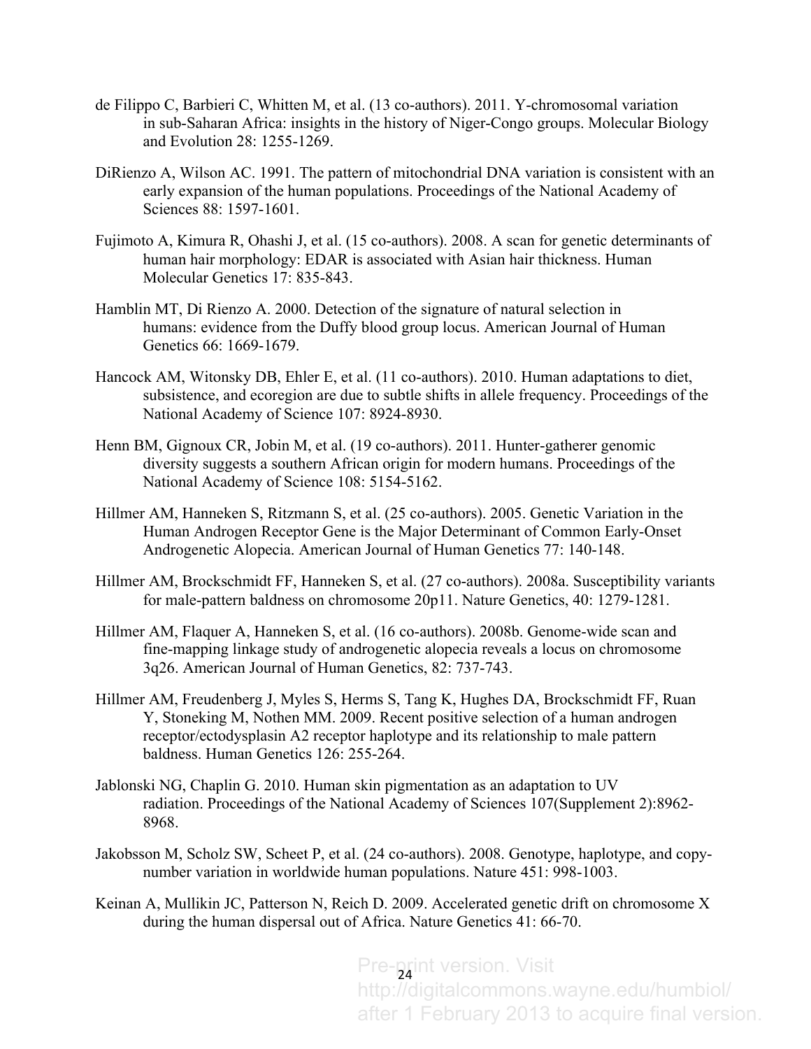de Filippo C, Barbieri C, Whitten M, et al. (13 co-authors). 2011. Y-chromosomal variation in sub-Saharan Africa: insights in the history of Niger-Congo groups. Molecular Biology and Evolution 28: 1255-1269.

DiRienzo A, Wilson AC. 1991. The pattern of mitochondrial DNA variation is consistent with an early expansion of the human populations. Proceedings of the National Academy of Sciences 88: 1597-1601.

Fujimoto A, Kimura R, Ohashi J, et al. (15 co-authors). 2008. A scan for genetic determinants of human hair morphology: EDAR is associated with Asian hair thickness. Human Molecular Genetics 17: 835-843.

Hamblin MT, Di Rienzo A. 2000. Detection of the signature of natural selection in humans: evidence from the Duffy blood group locus. American Journal of Human Genetics 66: 1669-1679.

Hancock AM, Witonsky DB, Ehler E, et al. (11 co-authors). 2010. Human adaptations to diet, subsistence, and ecoregion are due to subtle shifts in allele frequency. Proceedings of the National Academy of Science 107: 8924-8930.

Henn BM, Gignoux CR, Jobin M, et al. (19 co-authors). 2011. Hunter-gatherer genomic diversity suggests a southern African origin for modern humans. Proceedings of the National Academy of Science 108: 5154-5162.

Hillmer AM, Hanneken S, Ritzmann S, et al. (25 co-authors). 2005. Genetic Variation in the Human Androgen Receptor Gene is the Major Determinant of Common Early-Onset Androgenetic Alopecia. American Journal of Human Genetics 77: 140-148.

Hillmer AM, Brockschmidt FF, Hanneken S, et al. (27 co-authors). 2008a. Susceptibility variants for male-pattern baldness on chromosome 20p11. Nature Genetics, 40: 1279-1281.

Hillmer AM, Flaquer A, Hanneken S, et al. (16 co-authors). 2008b. Genome-wide scan and fine-mapping linkage study of androgenetic alopecia reveals a locus on chromosome 3q26. American Journal of Human Genetics, 82: 737-743.

Hillmer AM, Freudenberg J, Myles S, Herms S, Tang K, Hughes DA, Brockschmidt FF, Ruan Y, Stoneking M, Nothen MM. 2009. Recent positive selection of a human androgen receptor/ectodysplasin A2 receptor haplotype and its relationship to male pattern baldness. Human Genetics 126: 255-264.

Jablonski NG, Chaplin G. 2010. Human skin pigmentation as an adaptation to UV radiation. Proceedings of the National Academy of Sciences 107(Supplement 2):8962-8968.

Jakobsson M, Scholz SW, Scheet P, et al. (24 co-authors). 2008. Genotype, haplotype, and copy-number variation in worldwide human populations. Nature 451: 998-1003.

Keinan A, Mullikin JC, Patterson N, Reich D. 2009. Accelerated genetic drift on chromosome X during the human dispersal out of Africa. Nature Genetics 41: 66-70.

Pre-print version. Visit http://digitalcommons.wayne.edu/humbiol/ after 1 February 2013 to acquire final version.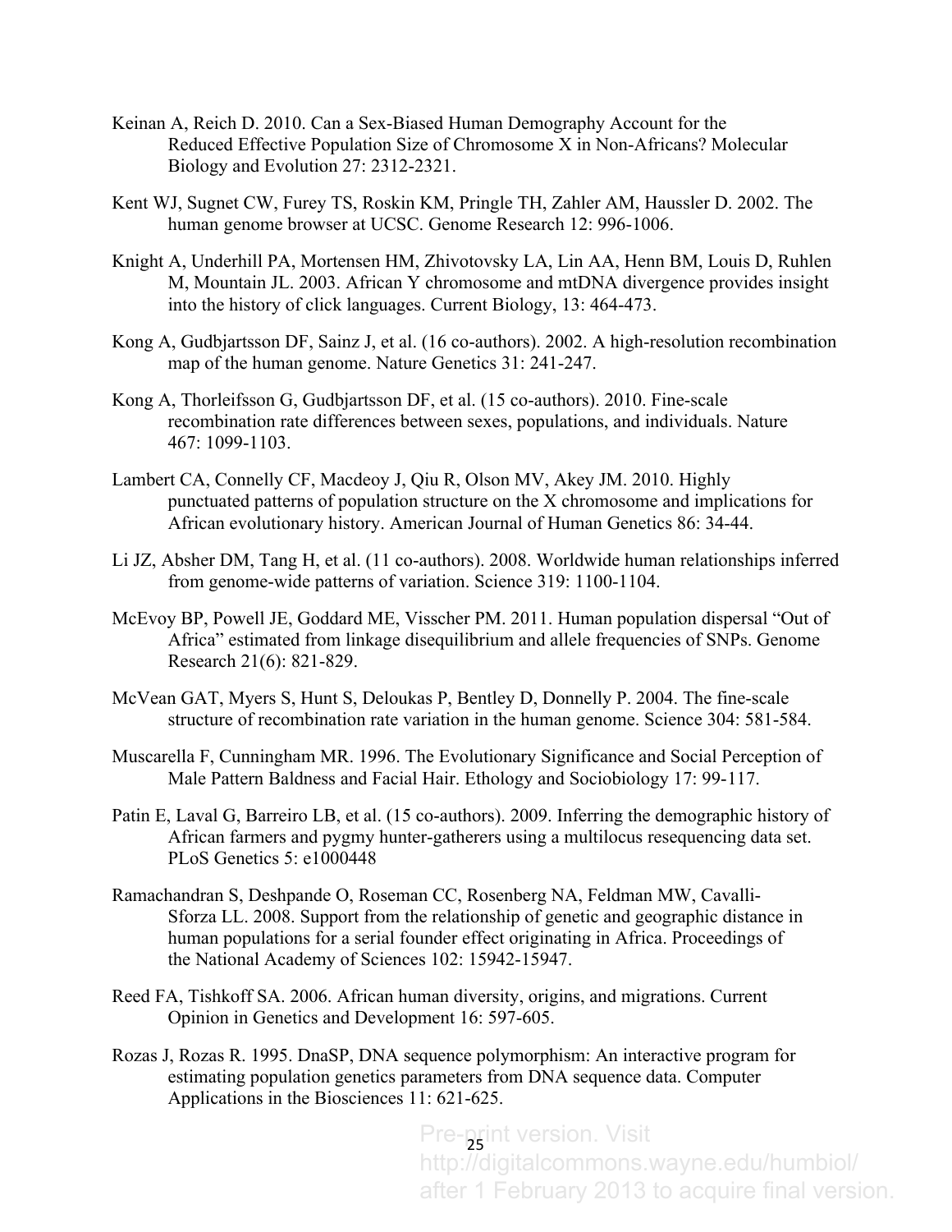Keinan A, Reich D. 2010. Can a Sex-Biased Human Demography Account for the Reduced Effective Population Size of Chromosome X in Non-Africans? Molecular Biology and Evolution 27: 2312-2321.

Kent WJ, Sugnet CW, Furey TS, Roskin KM, Pringle TH, Zahler AM, Haussler D. 2002. The human genome browser at UCSC. Genome Research 12: 996-1006.

Knight A, Underhill PA, Mortensen HM, Zhivotovsky LA, Lin AA, Henn BM, Louis D, Ruhlen M, Mountain JL. 2003. African Y chromosome and mtDNA divergence provides insight into the history of click languages. Current Biology, 13: 464-473.

Kong A, Gudbjartsson DF, Sainz J, et al. (16 co-authors). 2002. A high-resolution recombination map of the human genome. Nature Genetics 31: 241-247.

Kong A, Thorleifsson G, Gudbjartsson DF, et al. (15 co-authors). 2010. Fine-scale recombination rate differences between sexes, populations, and individuals. Nature 467: 1099-1103.

Lambert CA, Connelly CF, Macdeoy J, Qiu R, Olson MV, Akey JM. 2010. Highly punctuated patterns of population structure on the X chromosome and implications for African evolutionary history. American Journal of Human Genetics 86: 34-44.

Li JZ, Absher DM, Tang H, et al. (11 co-authors). 2008. Worldwide human relationships inferred from genome-wide patterns of variation. Science 319: 1100-1104.

McEvoy BP, Powell JE, Goddard ME, Visscher PM. 2011. Human population dispersal "Out of Africa" estimated from linkage disequilibrium and allele frequencies of SNPs. Genome Research 21(6): 821-829.

McVean GAT, Myers S, Hunt S, Deloukas P, Bentley D, Donnelly P. 2004. The fine-scale structure of recombination rate variation in the human genome. Science 304: 581-584.

Muscarella F, Cunningham MR. 1996. The Evolutionary Significance and Social Perception of Male Pattern Baldness and Facial Hair. Ethology and Sociobiology 17: 99-117.

Patin E, Laval G, Barreiro LB, et al. (15 co-authors). 2009. Inferring the demographic history of African farmers and pygmy hunter-gatherers using a multilocus resequencing data set. PLoS Genetics 5: e1000448

Ramachandran S, Deshpande O, Roseman CC, Rosenberg NA, Feldman MW, Cavalli-Sforza LL. 2008. Support from the relationship of genetic and geographic distance in human populations for a serial founder effect originating in Africa. Proceedings of the National Academy of Sciences 102: 15942-15947.

Reed FA, Tishkoff SA. 2006. African human diversity, origins, and migrations. Current Opinion in Genetics and Development 16: 597-605.

Rozas J, Rozas R. 1995. DnaSP, DNA sequence polymorphism: An interactive program for estimating population genetics parameters from DNA sequence data. Computer Applications in the Biosciences 11: 621-625.

Pre-print version. Visit http://digitalcommons.wayne.edu/humbiol/ after 1 February 2013 to acquire final version.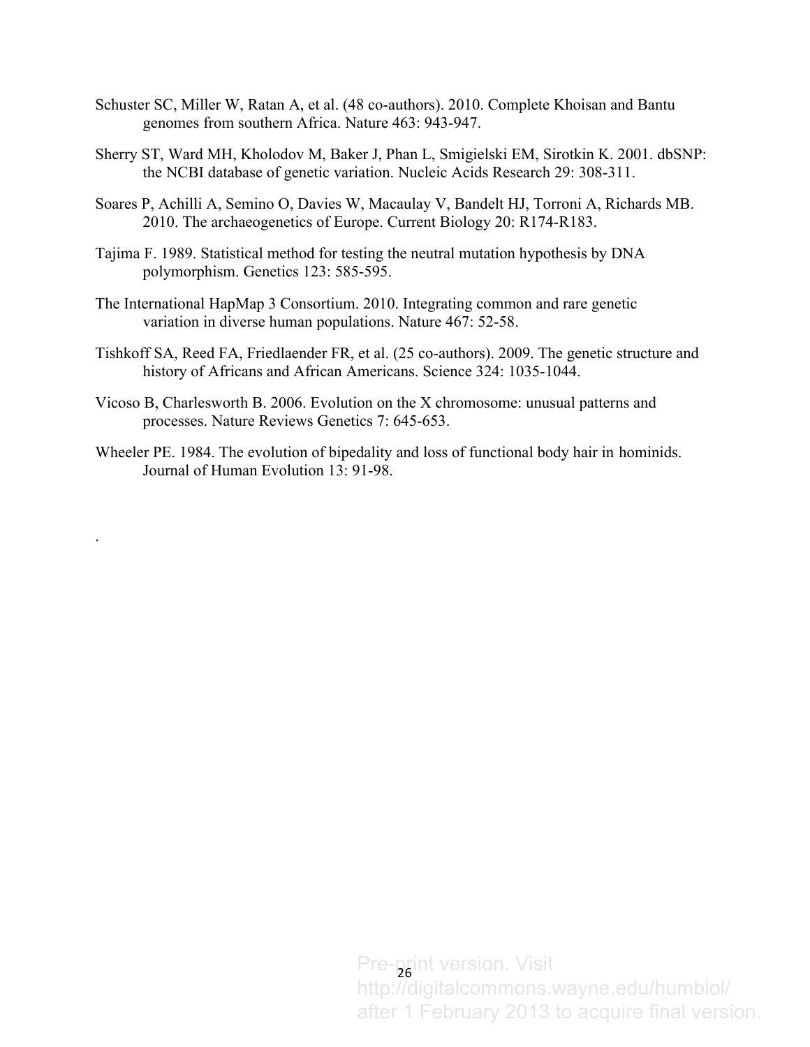Schuster SC, Miller W, Ratan A, et al. (48 co-authors). 2010. Complete Khoisan and Bantu genomes from southern Africa. Nature 463: 943-947.

Sherry ST, Ward MH, Kholodov M, Baker J, Phan L, Smigielski EM, Sirotkin K. 2001. dbSNP: the NCBI database of genetic variation. Nucleic Acids Research 29: 308-311.

Soares P, Achilli A, Semino O, Davies W, Macaulay V, Bandelt HJ, Torroni A, Richards MB. 2010. The archaeogenetics of Europe. Current Biology 20: R174-R183.

Tajima F. 1989. Statistical method for testing the neutral mutation hypothesis by DNA polymorphism. Genetics 123: 585-595.

The International HapMap 3 Consortium. 2010. Integrating common and rare genetic variation in diverse human populations. Nature 467: 52-58.

Tishkoff SA, Reed FA, Friedlaender FR, et al. (25 co-authors). 2009. The genetic structure and history of Africans and African Americans. Science 324: 1035-1044.

Vicoso B, Charlesworth B. 2006. Evolution on the X chromosome: unusual patterns and processes. Nature Reviews Genetics 7: 645-653.

Wheeler PE. 1984. The evolution of bipedality and loss of functional body hair in hominids. Journal of Human Evolution 13: 91-98.

.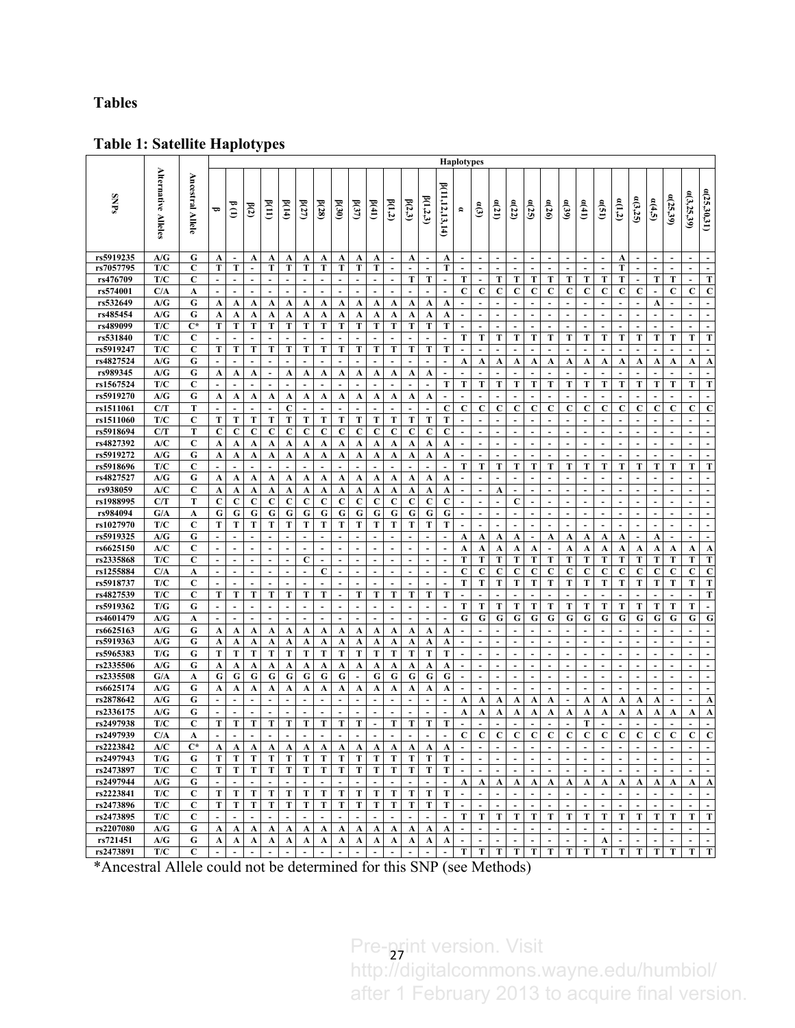## Tables

### Table 1: Satellite Haplotypes

| SNPs | Alternative Alleles | Ancestral Allele | Haplotypes | | | | | | | | | | | | | | | | | | | | | | | | | | | | |
|---|---|---|---|---|---|---|---|---|---|---|---|---|---|---|---|---|---|---|---|---|---|---|---|---|---|---|---|---|---|---|---|
| | | | β | β (1) | β(2) | β(11) | β(14) | β(27) | β(28) | β(30) | β(37) | β(41) | β(1,2) | β(2,3) | β(1,2,3) | β(11,12,13,14) | α | α(3) | α(21) | α(22) | α(25) | α(26) | α(39) | α(41) | α(51) | α (1,2) | α(3,25) | α(4,5) | α(25,39) | α(3,25,39) | α(25,30,31) |
| rs5919235 | A/G | G | A | - | A | A | A | A | A | A | A | A | - | A | - | A | - | - | - | - | - | - | - | - | - | A | - | - | - | - | - |
| rs7057795 | T/C | C | T | T | - | T | T | T | T | T | T | T | - | - | - | T | - | - | - | - | - | - | - | - | - | T | - | - | - | - | - |
| rs476709 | T/C | C | - | - | - | - | - | - | - | - | - | - | - | T | T | - | T | - | T | T | T | T | T | T | T | T | - | T | T | - | T |
| rs574001 | C/A | A | - | - | - | - | - | - | - | - | - | - | - | - | - | - | C | C | C | C | C | C | C | C | C | C | C | - | C | C | C |
| rs532649 | A/G | G | A | A | A | A | A | A | A | A | A | A | A | A | A | A | - | - | - | - | - | - | - | - | - | - | - | A | - | - | - |
| rs485454 | A/G | G | A | A | A | A | A | A | A | A | A | A | A | A | A | A | - | - | - | - | - | - | - | - | - | - | - | - | - | - | - |
| rs489099 | T/C | C* | T | T | T | T | T | T | T | T | T | T | T | T | T | T | - | - | - | - | - | - | - | - | - | - | - | - | - | - | - |
| rs531840 | T/C | C | - | - | - | - | - | - | - | - | - | - | - | - | - | - | T | T | T | T | T | T | T | T | T | T | T | T | T | T | T |
| rs5919247 | T/C | C | T | T | T | T | T | T | T | T | T | T | T | T | T | T | - | - | - | - | - | - | - | - | - | - | - | - | - | - | - |
| rs4827524 | A/G | G | - | - | - | - | - | - | - | - | - | - | - | - | - | - | A | A | A | A | A | A | A | A | A | A | A | A | A | A | A |
| rs989345 | A/G | G | A | A | A | - | A | A | A | A | A | A | A | A | A | - | - | - | - | - | - | - | - | - | - | - | - | - | - | - | - |
| rs1567524 | T/C | C | - | - | - | - | - | - | - | - | - | - | - | - | - | T | T | T | T | T | T | T | T | T | T | T | T | T | T | T | T |
| rs5919270 | A/G | G | A | A | A | A | A | A | A | A | A | A | A | A | A | - | - | - | - | - | - | - | - | - | - | - | - | - | - | - | - |
| rs1511061 | C/T | T | - | - | - | C | - | - | - | - | - | - | - | - | - | C | C | C | C | C | C | C | C | C | C | C | C | C | C | C | C |
| rs1511060 | T/C | C | T | T | T | T | T | T | T | T | T | T | T | T | T | T | - | - | - | - | - | - | - | - | - | - | - | - | - | - | - |
| rs5918694 | C/T | T | C | C | C | C | C | C | C | C | C | C | C | C | C | C | - | - | - | - | - | - | - | - | - | - | - | - | - | - | - |
| rs4827392 | A/C | C | A | A | A | A | A | A | A | A | A | A | A | A | A | A | - | - | - | - | - | - | - | - | - | - | - | - | - | - | - |
| rs5919272 | A/G | G | A | A | A | A | A | A | A | A | A | A | A | A | A | A | - | - | - | - | - | - | - | - | - | - | - | - | - | - | - |
| rs5918696 | T/C | C | - | - | - | - | - | - | - | - | - | - | - | - | - | - | T | T | T | T | T | T | T | T | T | T | T | T | T | T | T |
| rs4827527 | A/G | G | A | A | A | A | A | A | A | A | A | A | A | A | A | A | - | - | - | - | - | - | - | - | - | - | - | - | - | - | - |
| rs938059 | A/C | C | A | A | A | A | A | A | A | A | A | A | A | A | A | A | - | - | A | - | - | - | - | - | - | - | - | - | - | - | - |
| rs1988995 | C/T | T | C | C | C | C | C | C | C | C | C | C | C | C | C | C | - | - | - | C | - | - | - | - | - | - | - | - | - | - | - |
| rs984094 | G/A | A | G | G | G | G | G | G | G | G | G | G | G | G | G | G | - | - | - | - | - | - | - | - | - | - | - | - | - | - | - |
| rs1027970 | T/C | C | T | T | T | T | T | T | T | T | T | T | T | T | T | T | - | - | - | - | - | - | - | - | - | - | - | - | - | - | - |
| rs5919325 | A/G | G | - | - | - | - | - | - | - | - | - | - | - | - | - | - | A | A | A | A | - | A | A | A | A | A | - | A | - | - | - |
| rs6625150 | A/C | C | - | - | - | - | - | - | - | - | - | - | - | - | - | - | A | A | A | A | A | - | A | A | A | A | A | A | A | A | A |
| rs2335868 | T/C | C | - | - | - | - | - | C | - | - | - | - | - | - | - | - | T | T | T | T | T | T | T | T | T | T | T | T | T | T | T |
| rs1255884 | C/A | A | - | - | - | - | - | - | C | - | - | - | - | - | - | - | C | C | C | C | C | C | C | C | C | C | C | C | C | C | C |
| rs5918737 | T/C | C | - | - | - | - | - | - | - | - | - | - | - | - | - | - | T | T | T | T | T | T | T | T | T | T | T | T | T | T | T |
| rs4827539 | T/C | C | T | T | T | T | T | T | T | - | T | T | T | T | T | T | - | - | - | - | - | - | - | - | - | - | - | - | - | - | T |
| rs5919362 | T/G | G | - | - | - | - | - | - | - | - | - | - | - | - | - | - | T | T | T | T | T | T | T | T | T | T | T | T | T | T | - |
| rs4601479 | A/G | A | - | - | - | - | - | - | - | - | - | - | - | - | - | - | G | G | G | G | G | G | G | G | G | G | G | G | G | G | G |
| rs6625163 | A/G | G | A | A | A | A | A | A | A | A | A | A | A | A | A | A | - | - | - | - | - | - | - | - | - | - | - | - | - | - | - |
| rs5919363 | A/G | G | A | A | A | A | A | A | A | A | A | A | A | A | A | A | - | - | - | - | - | - | - | - | - | - | - | - | - | - | - |
| rs5965383 | T/G | G | T | T | T | T | T | T | T | T | T | T | T | T | T | T | - | - | - | - | - | - | - | - | - | - | - | - | - | - | - |
| rs2335506 | A/G | G | A | A | A | A | A | A | A | A | A | A | A | A | A | A | - | - | - | - | - | - | - | - | - | - | - | - | - | - | - |
| rs2335508 | G/A | A | G | G | G | G | G | G | G | G | G | - | G | G | G | G | - | - | - | - | - | - | - | - | - | - | - | - | - | - | - |
| rs6625174 | A/G | G | A | A | A | A | A | A | A | A | A | A | A | A | A | A | - | - | - | - | - | - | - | - | - | - | - | - | - | - | - |
| rs2878642 | A/G | G | - | - | - | - | - | - | - | - | - | - | - | - | - | - | A | A | A | A | A | A | - | A | A | A | A | A | - | - | A |
| rs2336175 | A/G | G | - | - | - | - | - | - | - | - | - | - | - | - | - | - | A | A | A | A | A | A | A | A | A | A | A | A | A | A | A |
| rs2497938 | T/C | C | T | T | T | T | T | T | T | T | T | T | - | T | T | T | - | - | - | - | - | - | - | T | - | - | - | - | - | - | - |
| rs2497939 | C/A | A | - | - | - | - | - | - | - | - | - | - | - | - | - | - | C | C | C | C | C | C | C | C | C | C | C | C | C | C | C |
| rs2223842 | A/C | C* | A | A | A | A | A | A | A | A | A | A | A | A | A | A | - | - | - | - | - | - | - | - | - | - | - | - | - | - | - |
| rs2497943 | T/G | G | T | T | T | T | T | T | T | T | T | T | T | T | T | T | - | - | - | - | - | - | - | - | - | - | - | - | - | - | - |
| rs2473897 | T/C | C | T | T | T | T | T | T | T | T | T | T | T | T | T | T | - | - | - | - | - | - | - | - | - | - | - | - | - | - | - |
| rs2497944 | A/G | G | - | - | - | - | - | - | - | - | - | - | - | - | - | - | A | A | A | A | A | A | A | A | A | A | A | A | A | A | A |
| rs2223841 | T/C | C | T | T | T | T | T | T | T | T | T | T | T | T | T | T | - | - | - | - | - | - | - | - | - | - | - | - | - | - | - |
| rs2473896 | T/C | C | T | T | T | T | T | T | T | T | T | T | T | T | T | T | - | - | - | - | - | - | - | - | - | - | - | - | - | - | - |
| rs2473895 | T/C | C | - | - | - | - | - | - | - | - | - | - | - | - | - | - | T | T | T | T | T | T | T | T | T | T | T | T | T | T | T |
| rs2207080 | A/G | G | A | A | A | A | A | A | A | A | A | A | A | A | A | A | - | - | - | - | - | - | - | - | - | - | - | - | - | - | - |
| rs721451 | A/G | G | A | A | A | A | A | A | A | A | A | A | A | A | A | A | - | - | - | - | - | - | - | - | A | - | - | - | - | - | - |
| rs2473891 | T/C | C | - | - | - | - | - | - | - | - | - | - | - | - | - | - | T | T | T | T | T | T | T | T | T | T | T | T | T | T | T |

*Ancestral Allele could not be determined for this SNP (see Methods)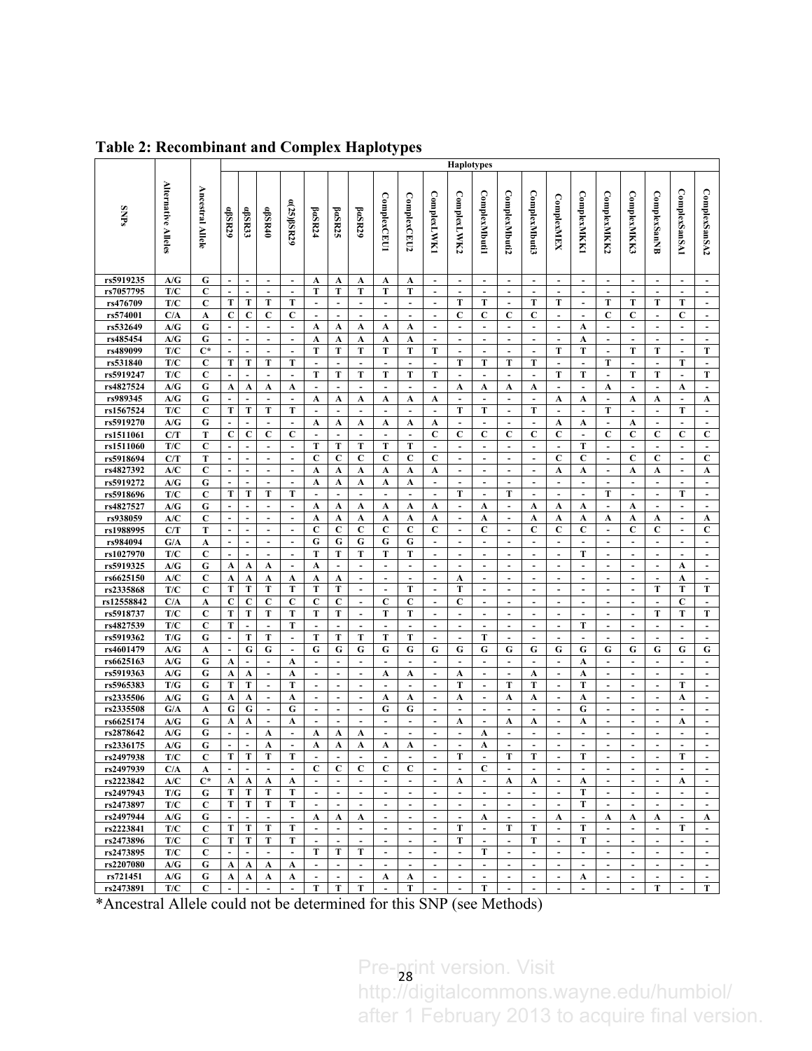## Table 2: Recombinant and Complex Haplotypes

| SNPs | Alternative Alleles | Ancestral Allele | Haplotypes | | | | | | | | | | | | | | | | | | | | |
|---|---|---|---|---|---|---|---|---|---|---|---|---|---|---|---|---|---|---|---|---|---|---|---|
| | | | dβSR29 | dβSR33 | dβSR40 | α(25)βSR29 | βαSR24 | βαSR25 | βαSR29 | ComplexCEU1 | ComplexCEU2 | ComplexLWK1 | ComplexLWK2 | ComplexMbuti1 | ComplexMbuti2 | ComplexMbuti3 | ComplexMEX | ComplexMKK1 | ComplexMKK2 | ComplexMKK3 | ComplexSanNB | ComplexSanSA1 | ComplexSanSA2 |
| rs5919235 | A/G | G | - | - | - | - | A | A | A | A | A | - | - | - | - | - | - | - | - | - | - | - | - |
| rs7057795 | T/C | C | - | - | - | - | T | T | T | T | T | - | - | - | - | - | - | - | - | - | - | - | - |
| rs476709 | T/C | C | T | T | T | T | - | - | - | - | - | - | T | T | - | T | T | - | T | T | T | T | - |
| rs574001 | C/A | A | C | C | C | C | - | - | - | - | - | - | C | C | C | C | - | - | C | C | - | C | - |
| rs532649 | A/G | G | - | - | - | - | A | A | A | A | A | - | - | - | - | - | - | A | - | - | - | - | - |
| rs485454 | A/G | G | - | - | - | - | A | A | A | A | A | - | - | - | - | - | - | A | - | - | - | - | - |
| rs489099 | T/C | C* | - | - | - | - | T | T | T | T | T | T | - | - | - | - | T | T | - | T | T | - | T |
| rs531840 | T/C | C | T | T | T | T | - | - | - | - | - | - | T | T | T | T | - | - | T | - | - | T | - |
| rs5919247 | T/C | C | - | - | - | - | T | T | T | T | T | T | - | - | - | - | T | T | - | T | T | - | T |
| rs4827524 | A/G | G | A | A | A | A | - | - | - | - | - | - | A | A | A | A | - | - | A | - | - | A | - |
| rs989345 | A/G | G | - | - | - | - | A | A | A | A | A | A | - | - | - | - | A | A | - | A | A | - | A |
| rs1567524 | T/C | C | T | T | T | T | - | - | - | - | - | - | T | T | - | T | - | - | T | - | - | T | - |
| rs5919270 | A/G | G | - | - | - | - | A | A | A | A | A | A | - | - | - | - | A | A | - | A | - | - | - |
| rs1511061 | C/T | T | C | C | C | C | - | - | - | - | - | C | C | C | C | C | C | - | C | C | C | C | C |
| rs1511060 | T/C | C | - | - | - | - | T | T | T | T | T | - | - | - | - | - | - | T | - | - | - | - | - |
| rs5918694 | C/T | T | - | - | - | - | C | C | C | C | C | C | - | - | - | - | C | C | - | C | C | - | C |
| rs4827392 | A/C | C | - | - | - | - | A | A | A | A | A | A | - | - | - | - | A | A | - | A | A | - | A |
| rs5919272 | A/G | G | - | - | - | - | A | A | A | A | A | - | - | - | - | - | - | - | - | - | - | - | - |
| rs5918696 | T/C | C | T | T | T | T | - | - | - | - | - | - | T | - | T | - | - | - | T | - | - | T | - |
| rs4827527 | A/G | G | - | - | - | - | A | A | A | A | A | A | - | A | - | A | A | A | - | A | - | - | - |
| rs938059 | A/C | C | - | - | - | - | A | A | A | A | A | A | - | A | - | A | A | A | A | A | A | - | A |
| rs1988995 | C/T | T | - | - | - | - | C | C | C | C | C | C | - | C | - | C | C | C | - | C | C | - | C |
| rs984094 | G/A | A | - | - | - | - | G | G | G | G | G | - | - | - | - | - | - | - | - | - | - | - | - |
| rs1027970 | T/C | C | - | - | - | - | T | T | T | T | T | - | - | - | - | - | - | T | - | - | - | - | - |
| rs5919325 | A/G | G | A | A | A | - | A | - | - | - | - | - | - | - | - | - | - | - | - | - | - | A | - |
| rs6625150 | A/C | C | A | A | A | A | A | A | - | - | - | - | A | - | - | - | - | - | - | - | - | A | - |
| rs2335868 | T/C | C | T | T | T | T | T | T | - | - | T | - | T | - | - | - | - | - | - | - | T | T | T |
| rs12558842 | C/A | A | C | C | C | C | C | C | - | C | C | - | C | - | - | - | - | - | - | - | - | C | - |
| rs5918737 | T/C | C | T | T | T | T | T | T | - | T | T | - | - | - | - | - | - | - | - | - | T | T | T |
| rs4827539 | T/C | C | T | - | - | T | - | - | - | - | - | - | - | - | - | - | - | T | - | - | - | - | - |
| rs5919362 | T/G | G | - | T | T | - | T | T | T | T | T | - | - | T | - | - | - | - | - | - | - | - | - |
| rs4601479 | A/G | A | - | G | G | - | G | G | G | G | G | G | G | G | G | G | G | G | G | G | G | G | G |
| rs6625163 | A/G | G | A | - | - | A | - | - | - | - | - | - | - | - | - | - | - | A | - | - | - | - | - |
| rs5919363 | A/G | G | A | A | - | A | - | - | - | A | A | - | A | - | - | A | - | A | - | - | - | - | - |
| rs5965383 | T/G | G | T | T | - | T | - | - | - | - | - | - | T | - | T | T | - | T | - | - | - | T | - |
| rs2335506 | A/G | G | A | A | - | A | - | - | - | A | A | - | A | - | A | A | - | A | - | - | - | A | - |
| rs2335508 | G/A | A | G | G | - | G | - | - | - | G | G | - | - | - | - | - | - | G | - | - | - | - | - |
| rs6625174 | A/G | G | A | A | - | A | - | - | - | - | - | - | A | - | A | A | - | A | - | - | - | A | - |
| rs2878642 | A/G | G | - | - | A | - | A | A | A | - | - | - | - | A | - | - | - | - | - | - | - | - | - |
| rs2336175 | A/G | G | - | - | A | - | A | A | A | A | A | - | - | A | - | - | - | - | - | - | - | - | - |
| rs2497938 | T/C | C | T | T | T | T | - | - | - | - | - | - | T | - | T | T | - | T | - | - | - | T | - |
| rs2497939 | C/A | A | - | - | - | - | C | C | C | C | C | - | - | C | - | - | - | - | - | - | - | - | - |
| rs2223842 | A/C | C* | A | A | A | A | - | - | - | - | - | - | A | - | A | A | - | A | - | - | - | A | - |
| rs2497943 | T/G | G | T | T | T | T | - | - | - | - | - | - | - | - | - | - | - | T | - | - | - | - | - |
| rs2473897 | T/C | C | T | T | T | T | - | - | - | - | - | - | - | - | - | - | - | T | - | - | - | - | - |
| rs2497944 | A/G | G | - | - | - | - | A | A | A | - | - | - | - | A | - | - | A | - | A | A | A | - | A |
| rs2223841 | T/C | C | T | T | T | T | - | - | - | - | - | - | T | - | T | T | - | T | - | - | - | T | - |
| rs2473896 | T/C | C | T | T | T | T | - | - | - | - | - | - | T | - | - | T | - | T | - | - | - | - | - |
| rs2473895 | T/C | C | - | - | - | - | T | T | T | - | - | - | - | T | - | - | - | - | - | - | - | - | - |
| rs2207080 | A/G | G | A | A | A | A | - | - | - | - | - | - | - | - | - | - | - | - | - | - | - | - | - |
| rs721451 | A/G | G | A | A | A | A | - | - | - | A | A | - | - | - | - | - | - | A | - | - | - | - | - |
| rs2473891 | T/C | C | - | - | - | - | T | T | T | - | T | - | - | T | - | - | - | - | - | - | T | - | T |

*Ancestral Allele could not be determined for this SNP (see Methods)

Pre-print version. Visit http://digitalcommons.wayne.edu/humbiol/ after 1 February 2013 to acquire final version.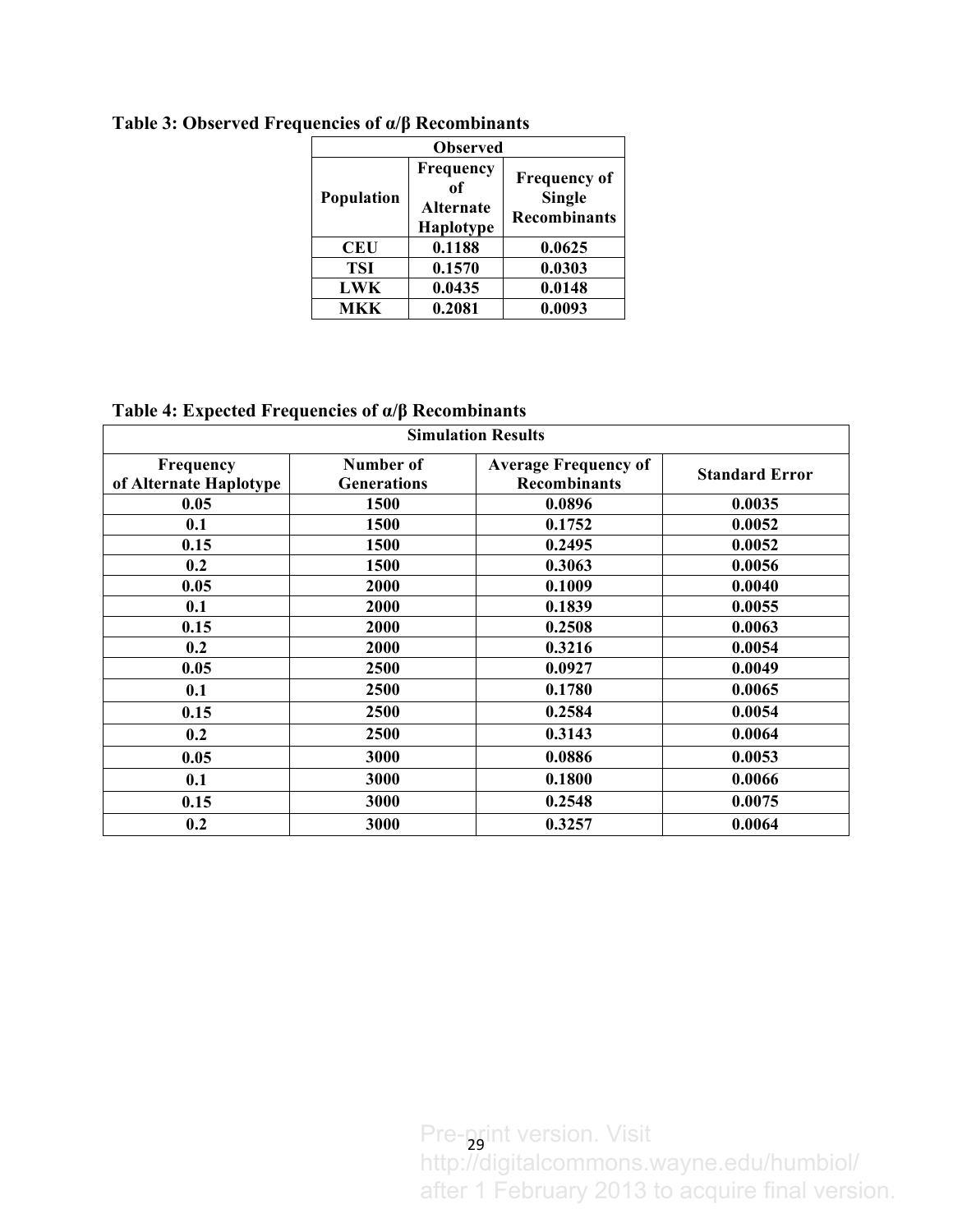**Table 3: Observed Frequencies of α/β Recombinants**

| Observed | | |
|---|---|---|
| **Population** | **Frequency of Alternate Haplotype** | **Frequency of Single Recombinants** |
| **CEU** | **0.1188** | **0.0625** |
| **TSI** | **0.1570** | **0.0303** |
| **LWK** | **0.0435** | **0.0148** |
| **MKK** | **0.2081** | **0.0093** |

**Table 4: Expected Frequencies of α/β Recombinants**

| Simulation Results | | | |
|---|---|---|---|
| **Frequency of Alternate Haplotype** | **Number of Generations** | **Average Frequency of Recombinants** | **Standard Error** |
| **0.05** | **1500** | **0.0896** | **0.0035** |
| **0.1** | **1500** | **0.1752** | **0.0052** |
| **0.15** | **1500** | **0.2495** | **0.0052** |
| **0.2** | **1500** | **0.3063** | **0.0056** |
| **0.05** | **2000** | **0.1009** | **0.0040** |
| **0.1** | **2000** | **0.1839** | **0.0055** |
| **0.15** | **2000** | **0.2508** | **0.0063** |
| **0.2** | **2000** | **0.3216** | **0.0054** |
| **0.05** | **2500** | **0.0927** | **0.0049** |
| **0.1** | **2500** | **0.1780** | **0.0065** |
| **0.15** | **2500** | **0.2584** | **0.0054** |
| **0.2** | **2500** | **0.3143** | **0.0064** |
| **0.05** | **3000** | **0.0886** | **0.0053** |
| **0.1** | **3000** | **0.1800** | **0.0066** |
| **0.15** | **3000** | **0.2548** | **0.0075** |
| **0.2** | **3000** | **0.3257** | **0.0064** |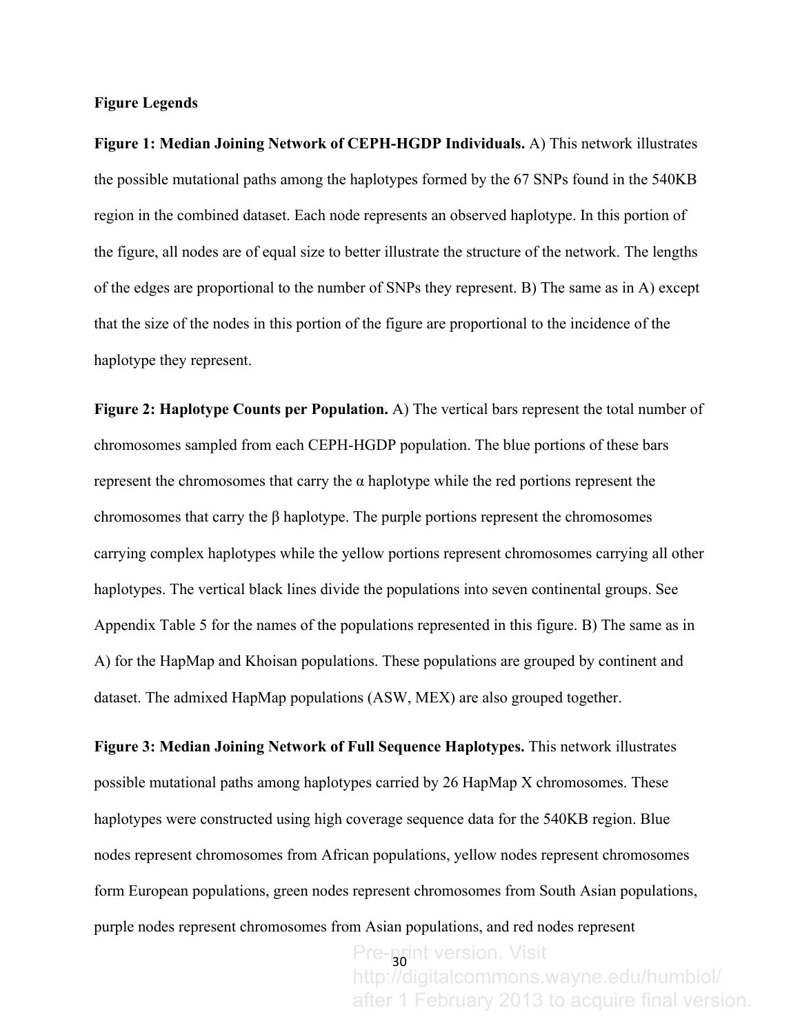**Figure Legends**

**Figure 1: Median Joining Network of CEPH-HGDP Individuals.** A) This network illustrates the possible mutational paths among the haplotypes formed by the 67 SNPs found in the 540KB region in the combined dataset. Each node represents an observed haplotype. In this portion of the figure, all nodes are of equal size to better illustrate the structure of the network. The lengths of the edges are proportional to the number of SNPs they represent. B) The same as in A) except that the size of the nodes in this portion of the figure are proportional to the incidence of the haplotype they represent.

**Figure 2: Haplotype Counts per Population.** A) The vertical bars represent the total number of chromosomes sampled from each CEPH-HGDP population. The blue portions of these bars represent the chromosomes that carry the α haplotype while the red portions represent the chromosomes that carry the β haplotype. The purple portions represent the chromosomes carrying complex haplotypes while the yellow portions represent chromosomes carrying all other haplotypes. The vertical black lines divide the populations into seven continental groups. See Appendix Table 5 for the names of the populations represented in this figure. B) The same as in A) for the HapMap and Khoisan populations. These populations are grouped by continent and dataset. The admixed HapMap populations (ASW, MEX) are also grouped together.

**Figure 3: Median Joining Network of Full Sequence Haplotypes.** This network illustrates possible mutational paths among haplotypes carried by 26 HapMap X chromosomes. These haplotypes were constructed using high coverage sequence data for the 540KB region. Blue nodes represent chromosomes from African populations, yellow nodes represent chromosomes form European populations, green nodes represent chromosomes from South Asian populations, purple nodes represent chromosomes from Asian populations, and red nodes represent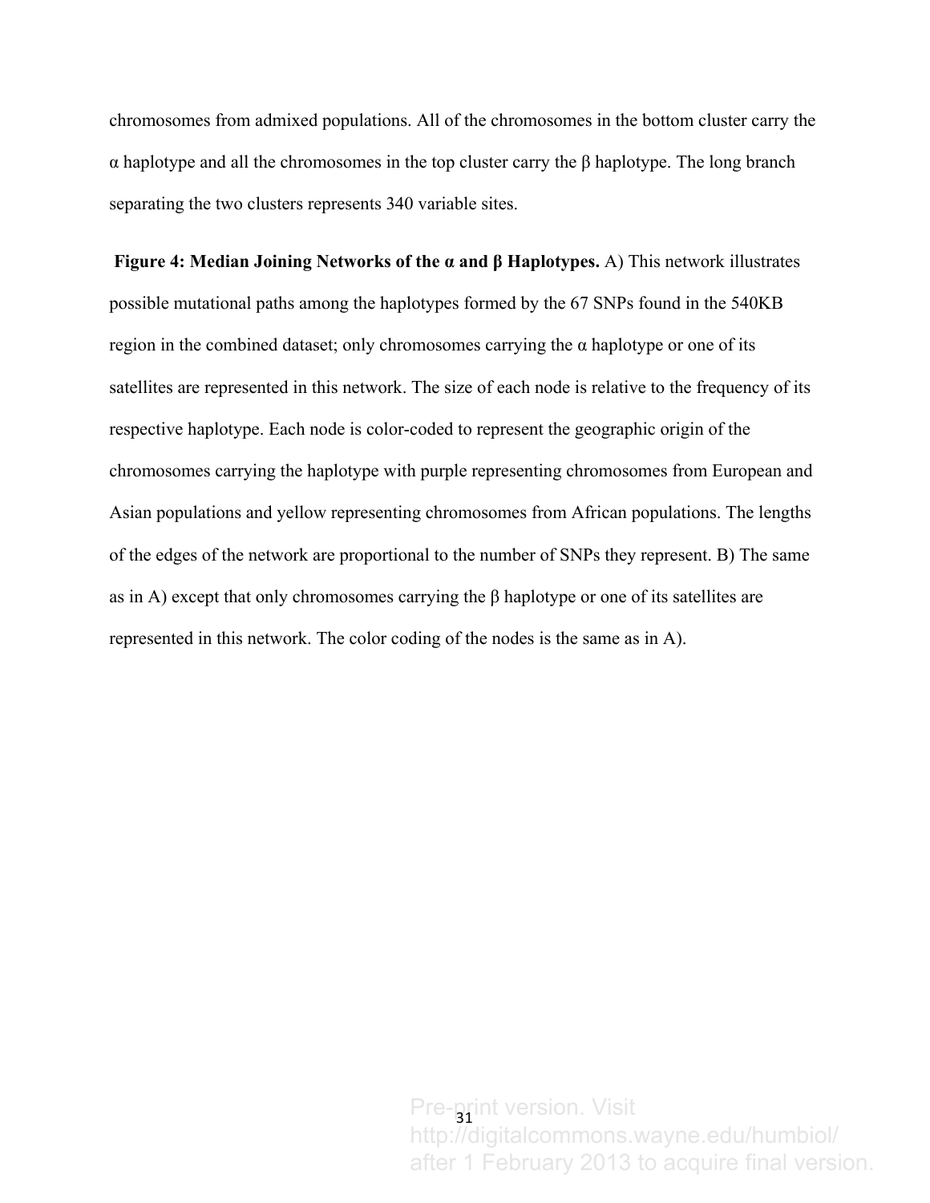chromosomes from admixed populations. All of the chromosomes in the bottom cluster carry the α haplotype and all the chromosomes in the top cluster carry the β haplotype. The long branch separating the two clusters represents 340 variable sites.

**Figure 4: Median Joining Networks of the α and β Haplotypes.** A) This network illustrates possible mutational paths among the haplotypes formed by the 67 SNPs found in the 540KB region in the combined dataset; only chromosomes carrying the α haplotype or one of its satellites are represented in this network. The size of each node is relative to the frequency of its respective haplotype. Each node is color-coded to represent the geographic origin of the chromosomes carrying the haplotype with purple representing chromosomes from European and Asian populations and yellow representing chromosomes from African populations. The lengths of the edges of the network are proportional to the number of SNPs they represent. B) The same as in A) except that only chromosomes carrying the β haplotype or one of its satellites are represented in this network. The color coding of the nodes is the same as in A).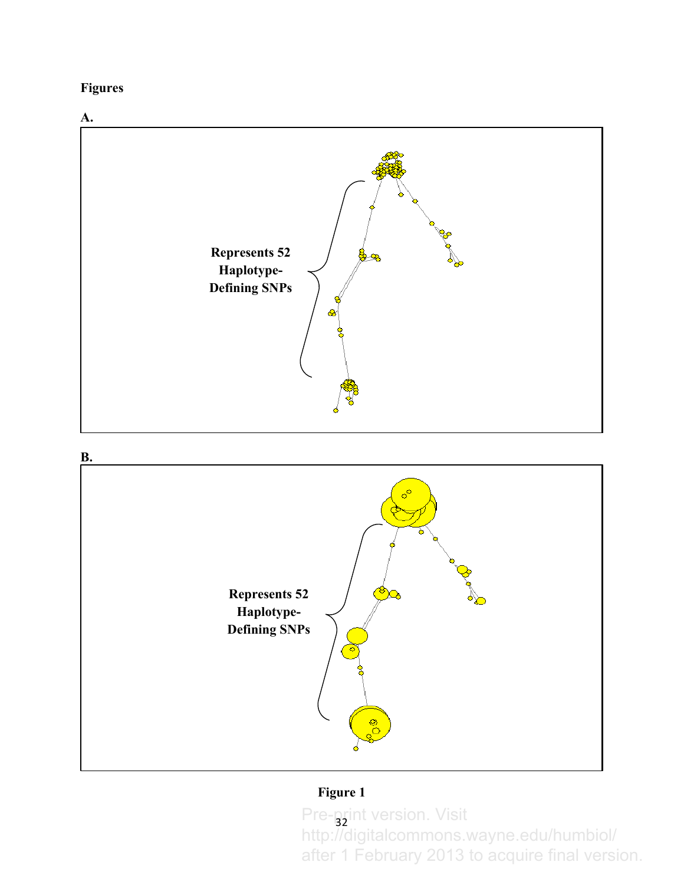**Figures**

**A.**

Represents 52 Haplotype-Defining SNPs

**B.**

Represents 52 Haplotype-Defining SNPs

**Figure 1**

Pre-print version. Visit http://digitalcommons.wayne.edu/humbiol/ after 1 February 2013 to acquire final version.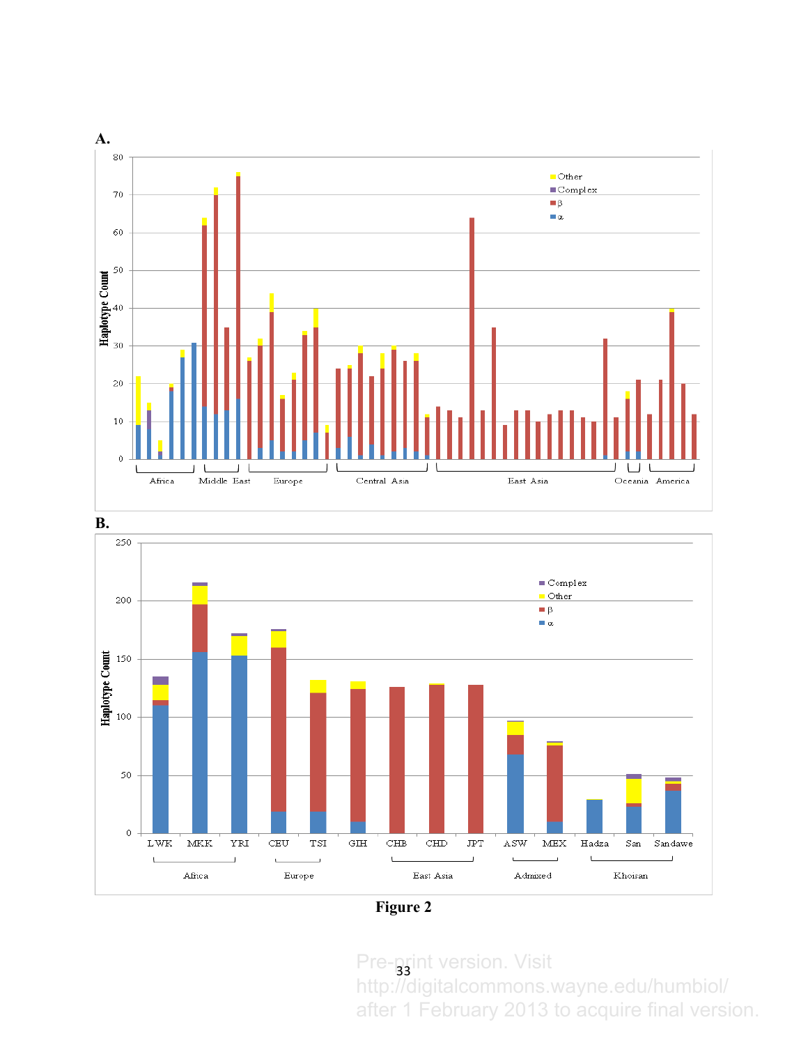**A.**

**B.**

**Figure 2**

Pre-print version. Visit http://digitalcommons.wayne.edu/humbiol/ after 1 February 2013 to acquire final version.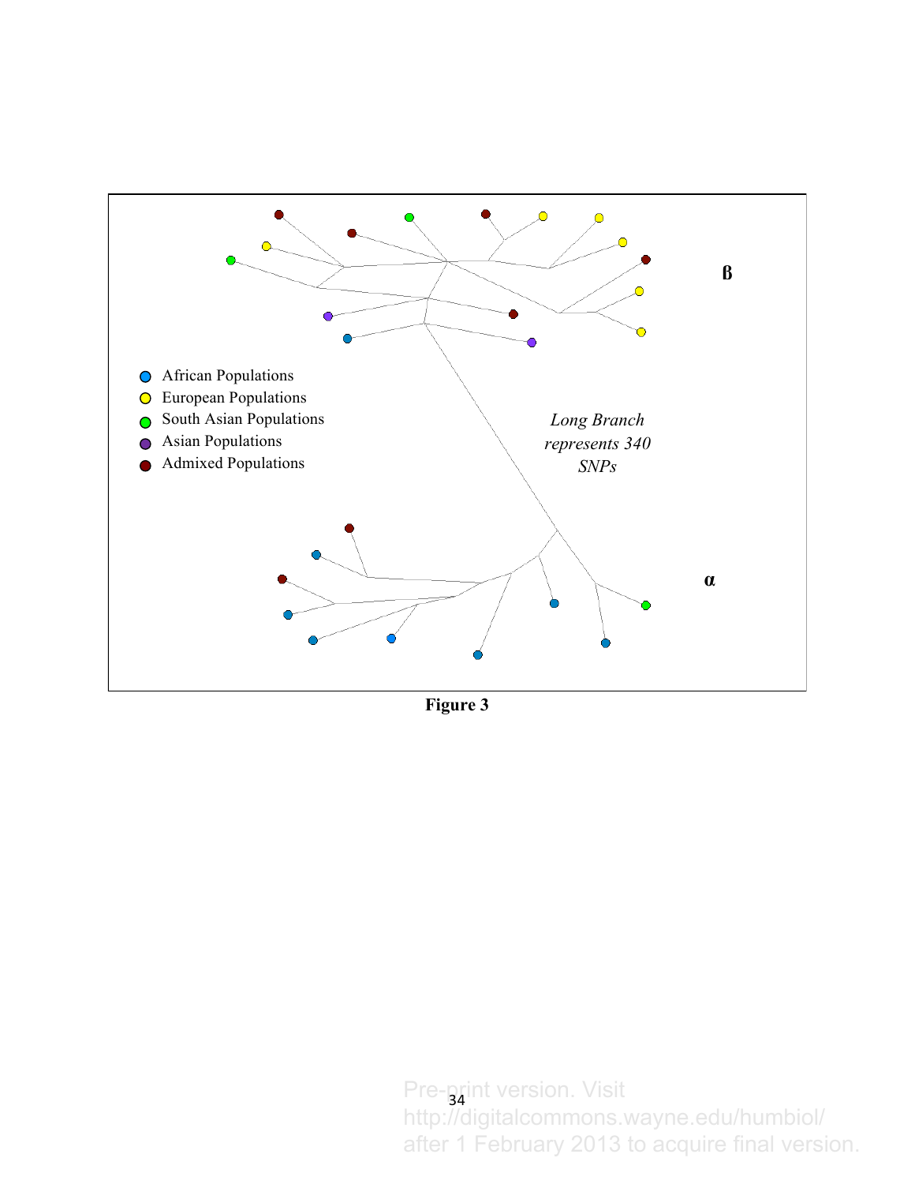Figure 3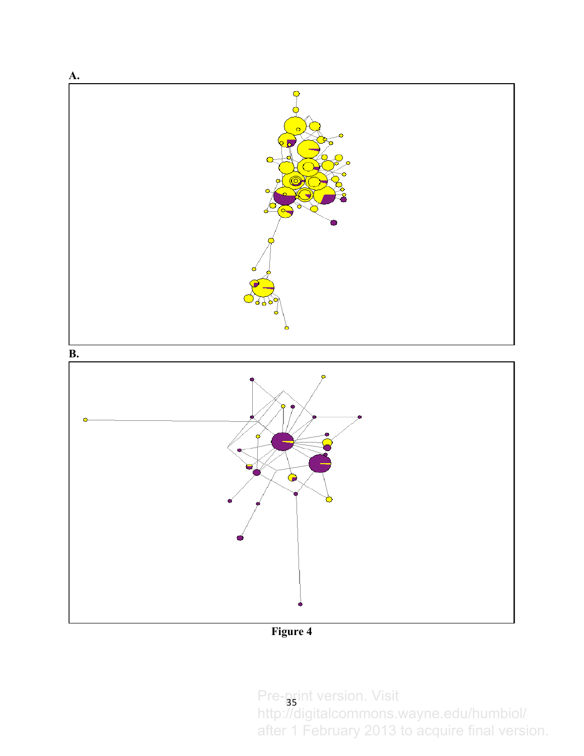A.

B.

Figure 4